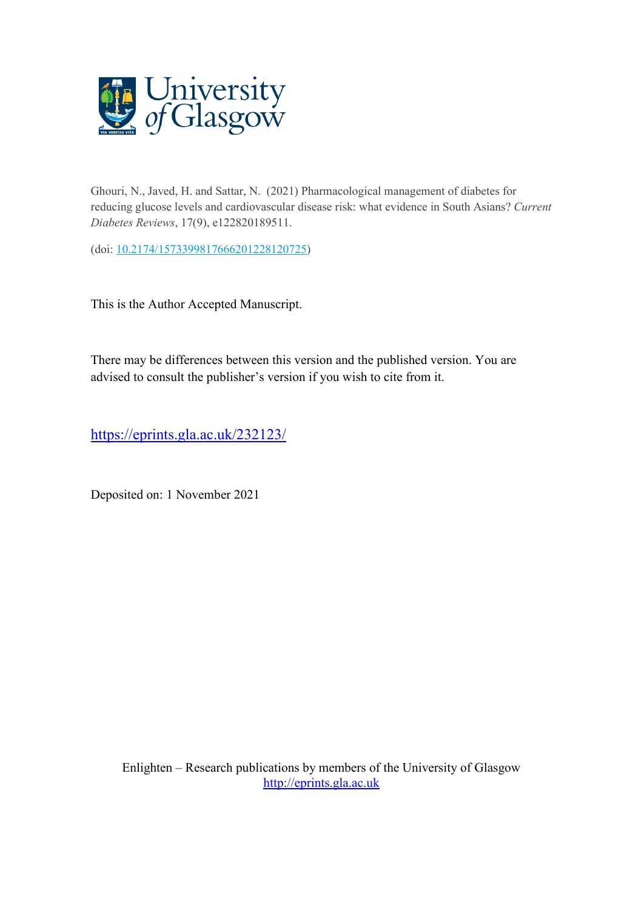University of Glasgow

Ghouri, N., Javed, H. and Sattar, N. (2021) Pharmacological management of diabetes for reducing glucose levels and cardiovascular disease risk: what evidence in South Asians? *Current Diabetes Reviews*, 17(9), e122820189511.

(doi: [10.2174/1573399817666201228120725](https://doi.org/10.2174/1573399817666201228120725))

This is the Author Accepted Manuscript.

There may be differences between this version and the published version. You are advised to consult the publisher's version if you wish to cite from it.

[https://eprints.gla.ac.uk/232123/](https://eprints.gla.ac.uk/232123/)

Deposited on: 1 November 2021

Enlighten – Research publications by members of the University of Glasgow
[http://eprints.gla.ac.uk](http://eprints.gla.ac.uk)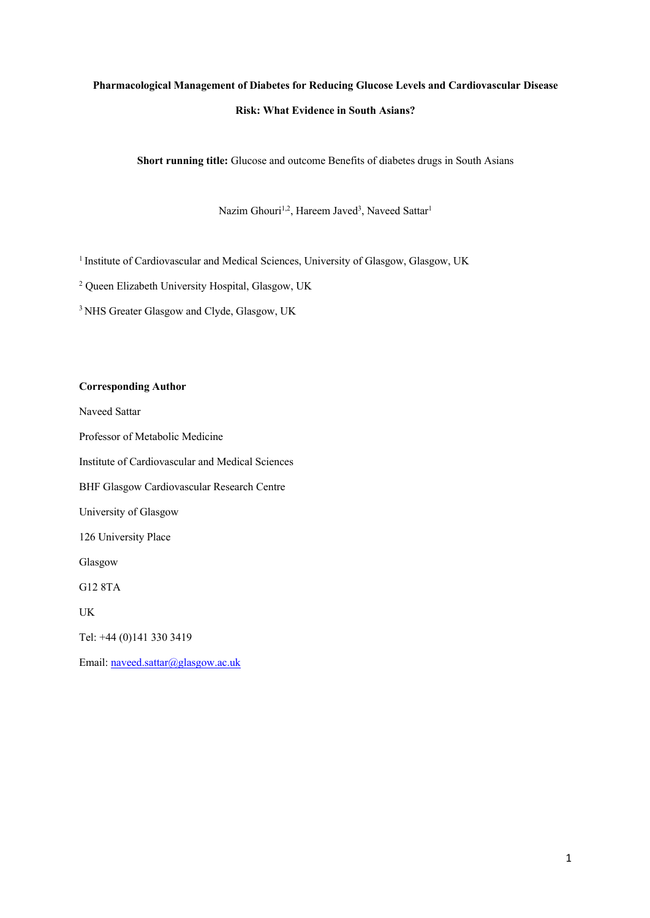**Pharmacological Management of Diabetes for Reducing Glucose Levels and Cardiovascular Disease Risk: What Evidence in South Asians?**

**Short running title:** Glucose and outcome Benefits of diabetes drugs in South Asians

Nazim Ghouri[1,2], Hareem Javed[3], Naveed Sattar[1]

[1] Institute of Cardiovascular and Medical Sciences, University of Glasgow, Glasgow, UK

[2] Queen Elizabeth University Hospital, Glasgow, UK

[3] NHS Greater Glasgow and Clyde, Glasgow, UK

**Corresponding Author**

Naveed Sattar

Professor of Metabolic Medicine

Institute of Cardiovascular and Medical Sciences

BHF Glasgow Cardiovascular Research Centre

University of Glasgow

126 University Place

Glasgow

G12 8TA

UK

Tel: +44 (0)141 330 3419

Email: naveed.sattar@glasgow.ac.uk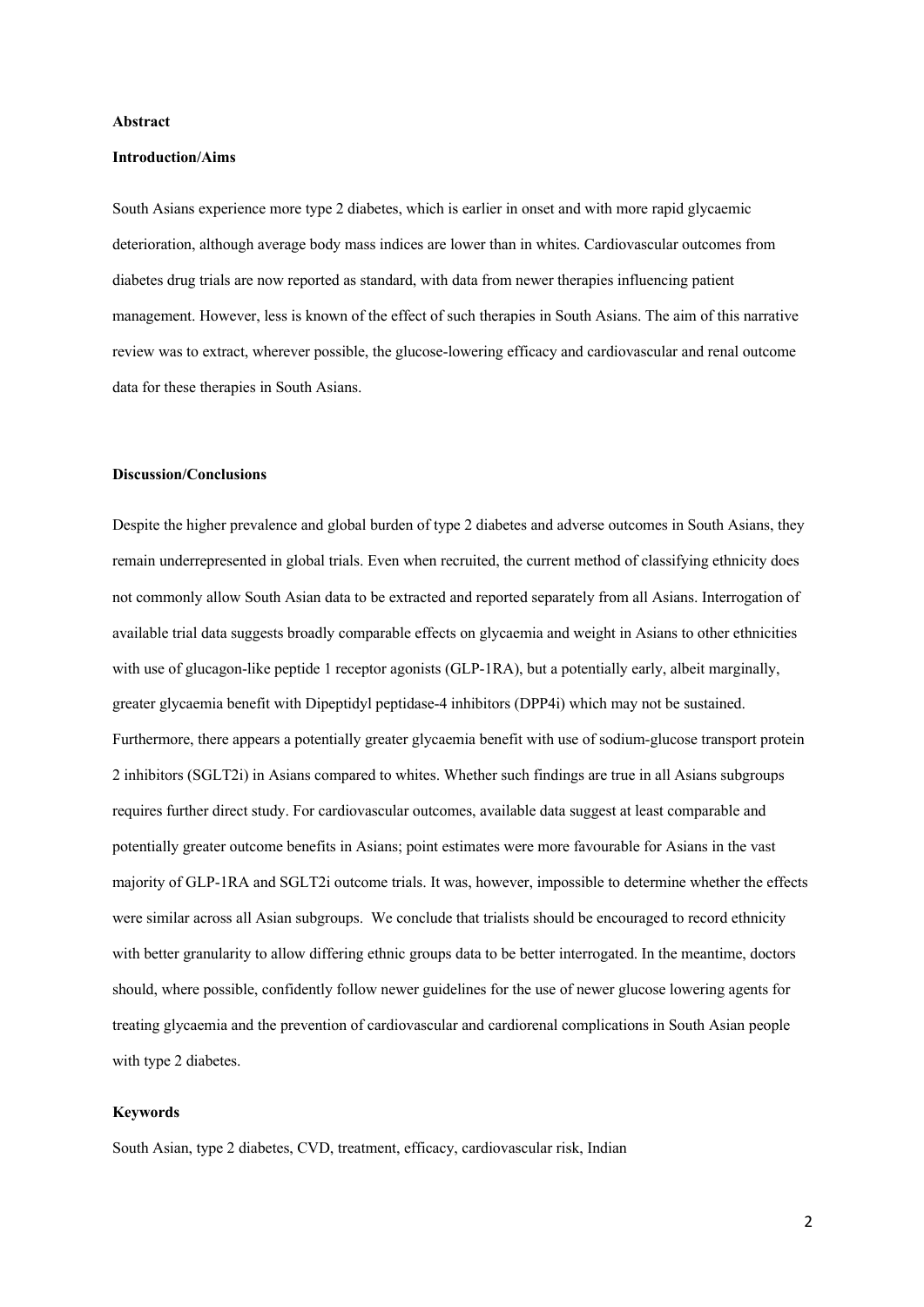**Abstract**

**Introduction/Aims**

South Asians experience more type 2 diabetes, which is earlier in onset and with more rapid glycaemic deterioration, although average body mass indices are lower than in whites. Cardiovascular outcomes from diabetes drug trials are now reported as standard, with data from newer therapies influencing patient management. However, less is known of the effect of such therapies in South Asians. The aim of this narrative review was to extract, wherever possible, the glucose-lowering efficacy and cardiovascular and renal outcome data for these therapies in South Asians.

**Discussion/Conclusions**

Despite the higher prevalence and global burden of type 2 diabetes and adverse outcomes in South Asians, they remain underrepresented in global trials. Even when recruited, the current method of classifying ethnicity does not commonly allow South Asian data to be extracted and reported separately from all Asians. Interrogation of available trial data suggests broadly comparable effects on glycaemia and weight in Asians to other ethnicities with use of glucagon-like peptide 1 receptor agonists (GLP-1RA), but a potentially early, albeit marginally, greater glycaemia benefit with Dipeptidyl peptidase-4 inhibitors (DPP4i) which may not be sustained. Furthermore, there appears a potentially greater glycaemia benefit with use of sodium-glucose transport protein 2 inhibitors (SGLT2i) in Asians compared to whites. Whether such findings are true in all Asians subgroups requires further direct study. For cardiovascular outcomes, available data suggest at least comparable and potentially greater outcome benefits in Asians; point estimates were more favourable for Asians in the vast majority of GLP-1RA and SGLT2i outcome trials. It was, however, impossible to determine whether the effects were similar across all Asian subgroups. We conclude that trialists should be encouraged to record ethnicity with better granularity to allow differing ethnic groups data to be better interrogated. In the meantime, doctors should, where possible, confidently follow newer guidelines for the use of newer glucose lowering agents for treating glycaemia and the prevention of cardiovascular and cardiorenal complications in South Asian people with type 2 diabetes.

**Keywords**

South Asian, type 2 diabetes, CVD, treatment, efficacy, cardiovascular risk, Indian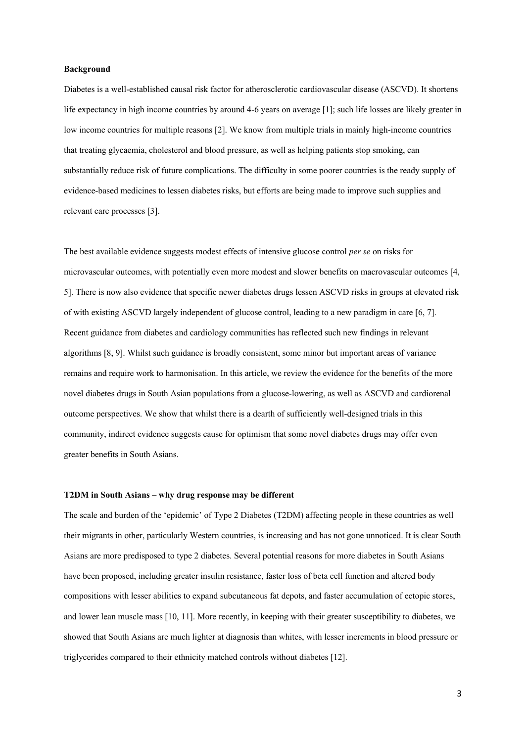**Background**

Diabetes is a well-established causal risk factor for atherosclerotic cardiovascular disease (ASCVD). It shortens life expectancy in high income countries by around 4-6 years on average [1]; such life losses are likely greater in low income countries for multiple reasons [2]. We know from multiple trials in mainly high-income countries that treating glycaemia, cholesterol and blood pressure, as well as helping patients stop smoking, can substantially reduce risk of future complications. The difficulty in some poorer countries is the ready supply of evidence-based medicines to lessen diabetes risks, but efforts are being made to improve such supplies and relevant care processes [3].

The best available evidence suggests modest effects of intensive glucose control *per se* on risks for microvascular outcomes, with potentially even more modest and slower benefits on macrovascular outcomes [4, 5]. There is now also evidence that specific newer diabetes drugs lessen ASCVD risks in groups at elevated risk of with existing ASCVD largely independent of glucose control, leading to a new paradigm in care [6, 7]. Recent guidance from diabetes and cardiology communities has reflected such new findings in relevant algorithms [8, 9]. Whilst such guidance is broadly consistent, some minor but important areas of variance remains and require work to harmonisation. In this article, we review the evidence for the benefits of the more novel diabetes drugs in South Asian populations from a glucose-lowering, as well as ASCVD and cardiorenal outcome perspectives. We show that whilst there is a dearth of sufficiently well-designed trials in this community, indirect evidence suggests cause for optimism that some novel diabetes drugs may offer even greater benefits in South Asians.

**T2DM in South Asians – why drug response may be different**

The scale and burden of the 'epidemic' of Type 2 Diabetes (T2DM) affecting people in these countries as well their migrants in other, particularly Western countries, is increasing and has not gone unnoticed. It is clear South Asians are more predisposed to type 2 diabetes. Several potential reasons for more diabetes in South Asians have been proposed, including greater insulin resistance, faster loss of beta cell function and altered body compositions with lesser abilities to expand subcutaneous fat depots, and faster accumulation of ectopic stores, and lower lean muscle mass [10, 11]. More recently, in keeping with their greater susceptibility to diabetes, we showed that South Asians are much lighter at diagnosis than whites, with lesser increments in blood pressure or triglycerides compared to their ethnicity matched controls without diabetes [12].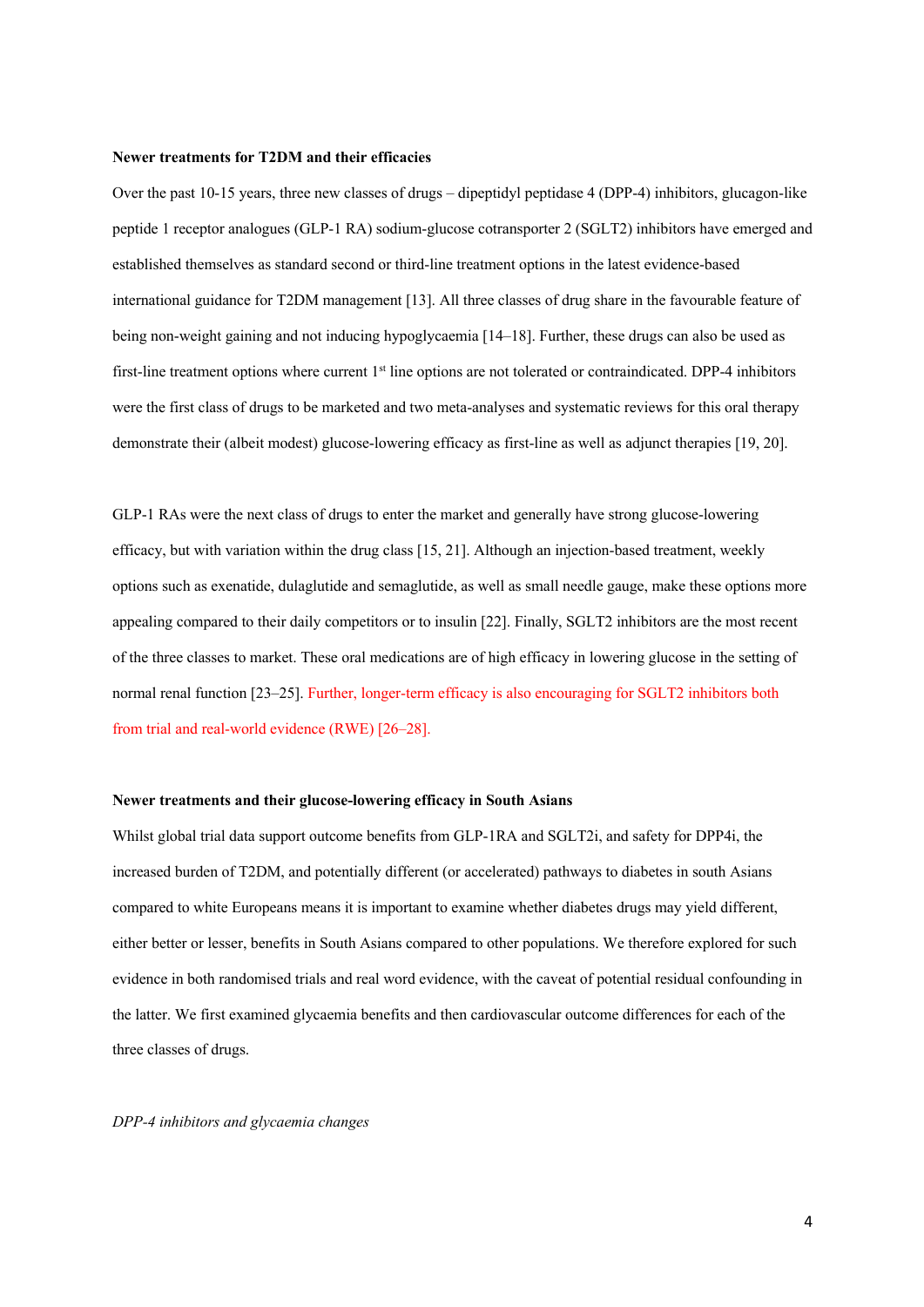**Newer treatments for T2DM and their efficacies**

Over the past 10-15 years, three new classes of drugs – dipeptidyl peptidase 4 (DPP-4) inhibitors, glucagon-like peptide 1 receptor analogues (GLP-1 RA) sodium-glucose cotransporter 2 (SGLT2) inhibitors have emerged and established themselves as standard second or third-line treatment options in the latest evidence-based international guidance for T2DM management [13]. All three classes of drug share in the favourable feature of being non-weight gaining and not inducing hypoglycaemia [14–18]. Further, these drugs can also be used as first-line treatment options where current 1st line options are not tolerated or contraindicated. DPP-4 inhibitors were the first class of drugs to be marketed and two meta-analyses and systematic reviews for this oral therapy demonstrate their (albeit modest) glucose-lowering efficacy as first-line as well as adjunct therapies [19, 20].

GLP-1 RAs were the next class of drugs to enter the market and generally have strong glucose-lowering efficacy, but with variation within the drug class [15, 21]. Although an injection-based treatment, weekly options such as exenatide, dulaglutide and semaglutide, as well as small needle gauge, make these options more appealing compared to their daily competitors or to insulin [22]. Finally, SGLT2 inhibitors are the most recent of the three classes to market. These oral medications are of high efficacy in lowering glucose in the setting of normal renal function [23–25]. Further, longer-term efficacy is also encouraging for SGLT2 inhibitors both from trial and real-world evidence (RWE) [26–28].

**Newer treatments and their glucose-lowering efficacy in South Asians**

Whilst global trial data support outcome benefits from GLP-1RA and SGLT2i, and safety for DPP4i, the increased burden of T2DM, and potentially different (or accelerated) pathways to diabetes in south Asians compared to white Europeans means it is important to examine whether diabetes drugs may yield different, either better or lesser, benefits in South Asians compared to other populations. We therefore explored for such evidence in both randomised trials and real word evidence, with the caveat of potential residual confounding in the latter. We first examined glycaemia benefits and then cardiovascular outcome differences for each of the three classes of drugs.

*DPP-4 inhibitors and glycaemia changes*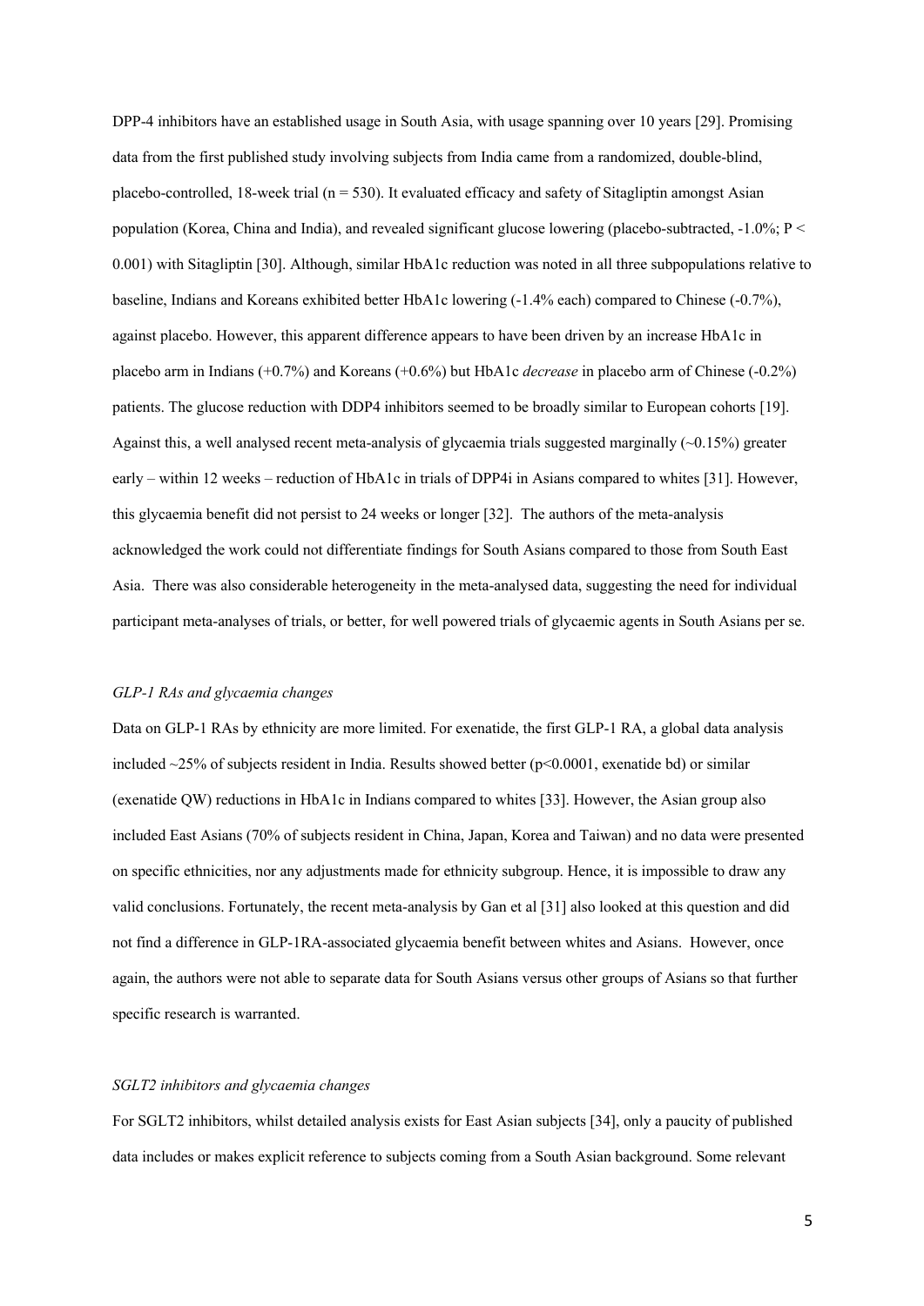DPP-4 inhibitors have an established usage in South Asia, with usage spanning over 10 years [29]. Promising data from the first published study involving subjects from India came from a randomized, double-blind, placebo-controlled, 18-week trial (n = 530). It evaluated efficacy and safety of Sitagliptin amongst Asian population (Korea, China and India), and revealed significant glucose lowering (placebo-subtracted, -1.0%; P < 0.001) with Sitagliptin [30]. Although, similar HbA1c reduction was noted in all three subpopulations relative to baseline, Indians and Koreans exhibited better HbA1c lowering (-1.4% each) compared to Chinese (-0.7%), against placebo. However, this apparent difference appears to have been driven by an increase HbA1c in placebo arm in Indians (+0.7%) and Koreans (+0.6%) but HbA1c *decrease* in placebo arm of Chinese (-0.2%) patients. The glucose reduction with DDP4 inhibitors seemed to be broadly similar to European cohorts [19]. Against this, a well analysed recent meta-analysis of glycaemia trials suggested marginally (~0.15%) greater early – within 12 weeks – reduction of HbA1c in trials of DPP4i in Asians compared to whites [31]. However, this glycaemia benefit did not persist to 24 weeks or longer [32]. The authors of the meta-analysis acknowledged the work could not differentiate findings for South Asians compared to those from South East Asia. There was also considerable heterogeneity in the meta-analysed data, suggesting the need for individual participant meta-analyses of trials, or better, for well powered trials of glycaemic agents in South Asians per se.

### *GLP-1 RAs and glycaemia changes*

Data on GLP-1 RAs by ethnicity are more limited. For exenatide, the first GLP-1 RA, a global data analysis included ~25% of subjects resident in India. Results showed better ($p<0.0001$, exenatide bd) or similar (exenatide QW) reductions in HbA1c in Indians compared to whites [33]. However, the Asian group also included East Asians (70% of subjects resident in China, Japan, Korea and Taiwan) and no data were presented on specific ethnicities, nor any adjustments made for ethnicity subgroup. Hence, it is impossible to draw any valid conclusions. Fortunately, the recent meta-analysis by Gan et al [31] also looked at this question and did not find a difference in GLP-1RA-associated glycaemia benefit between whites and Asians. However, once again, the authors were not able to separate data for South Asians versus other groups of Asians so that further specific research is warranted.

### *SGLT2 inhibitors and glycaemia changes*

For SGLT2 inhibitors, whilst detailed analysis exists for East Asian subjects [34], only a paucity of published data includes or makes explicit reference to subjects coming from a South Asian background. Some relevant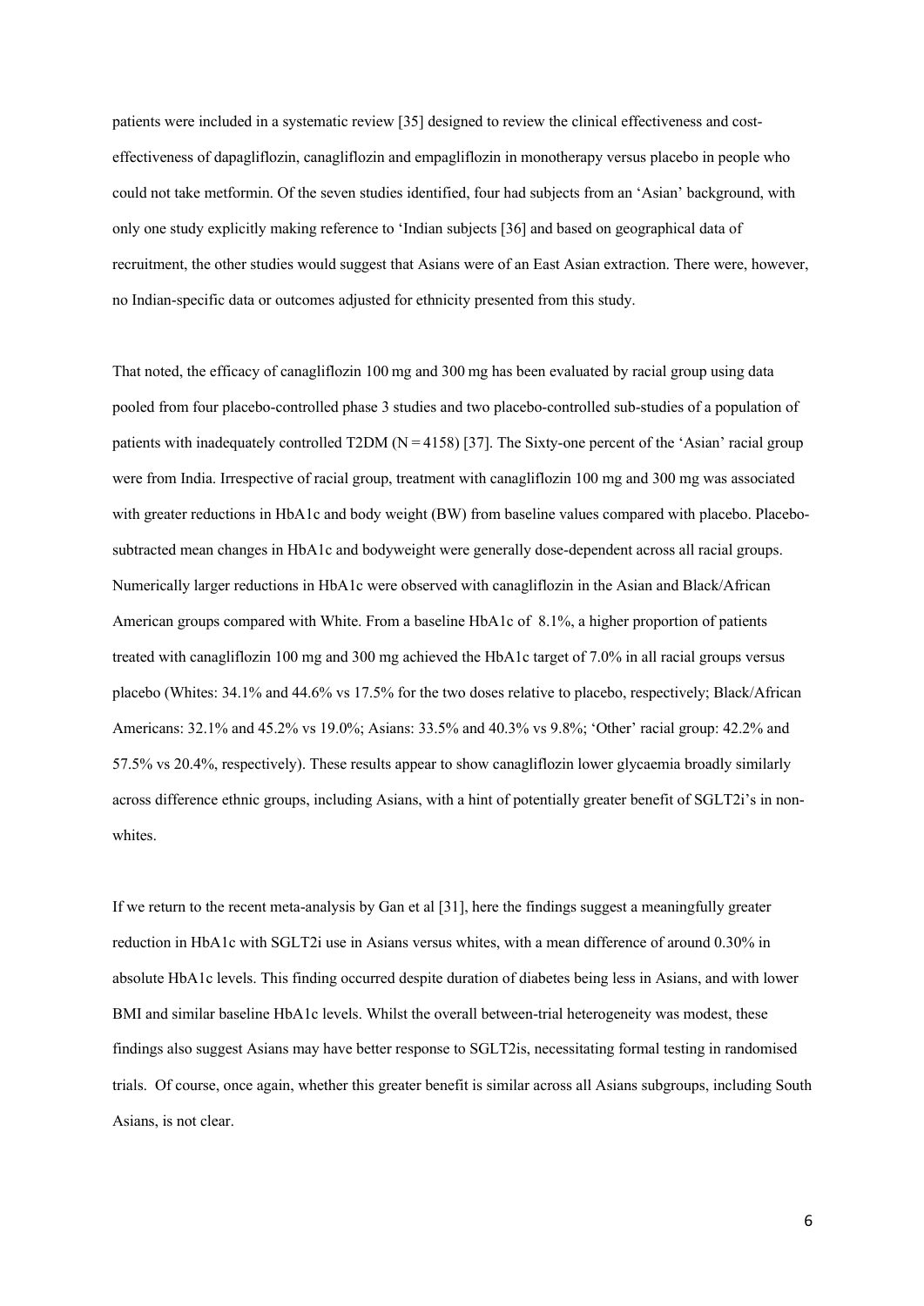patients were included in a systematic review [35] designed to review the clinical effectiveness and cost-effectiveness of dapagliflozin, canagliflozin and empagliflozin in monotherapy versus placebo in people who could not take metformin. Of the seven studies identified, four had subjects from an 'Asian' background, with only one study explicitly making reference to 'Indian subjects [36] and based on geographical data of recruitment, the other studies would suggest that Asians were of an East Asian extraction. There were, however, no Indian-specific data or outcomes adjusted for ethnicity presented from this study.

That noted, the efficacy of canagliflozin 100 mg and 300 mg has been evaluated by racial group using data pooled from four placebo-controlled phase 3 studies and two placebo-controlled sub-studies of a population of patients with inadequately controlled T2DM (N = 4158) [37]. The Sixty-one percent of the 'Asian' racial group were from India. Irrespective of racial group, treatment with canagliflozin 100 mg and 300 mg was associated with greater reductions in HbA1c and body weight (BW) from baseline values compared with placebo. Placebo-subtracted mean changes in HbA1c and bodyweight were generally dose-dependent across all racial groups. Numerically larger reductions in HbA1c were observed with canagliflozin in the Asian and Black/African American groups compared with White. From a baseline HbA1c of 8.1%, a higher proportion of patients treated with canagliflozin 100 mg and 300 mg achieved the HbA1c target of 7.0% in all racial groups versus placebo (Whites: 34.1% and 44.6% vs 17.5% for the two doses relative to placebo, respectively; Black/African Americans: 32.1% and 45.2% vs 19.0%; Asians: 33.5% and 40.3% vs 9.8%; 'Other' racial group: 42.2% and 57.5% vs 20.4%, respectively). These results appear to show canagliflozin lower glycaemia broadly similarly across difference ethnic groups, including Asians, with a hint of potentially greater benefit of SGLT2i's in non-whites.

If we return to the recent meta-analysis by Gan et al [31], here the findings suggest a meaningfully greater reduction in HbA1c with SGLT2i use in Asians versus whites, with a mean difference of around 0.30% in absolute HbA1c levels. This finding occurred despite duration of diabetes being less in Asians, and with lower BMI and similar baseline HbA1c levels. Whilst the overall between-trial heterogeneity was modest, these findings also suggest Asians may have better response to SGLT2is, necessitating formal testing in randomised trials. Of course, once again, whether this greater benefit is similar across all Asians subgroups, including South Asians, is not clear.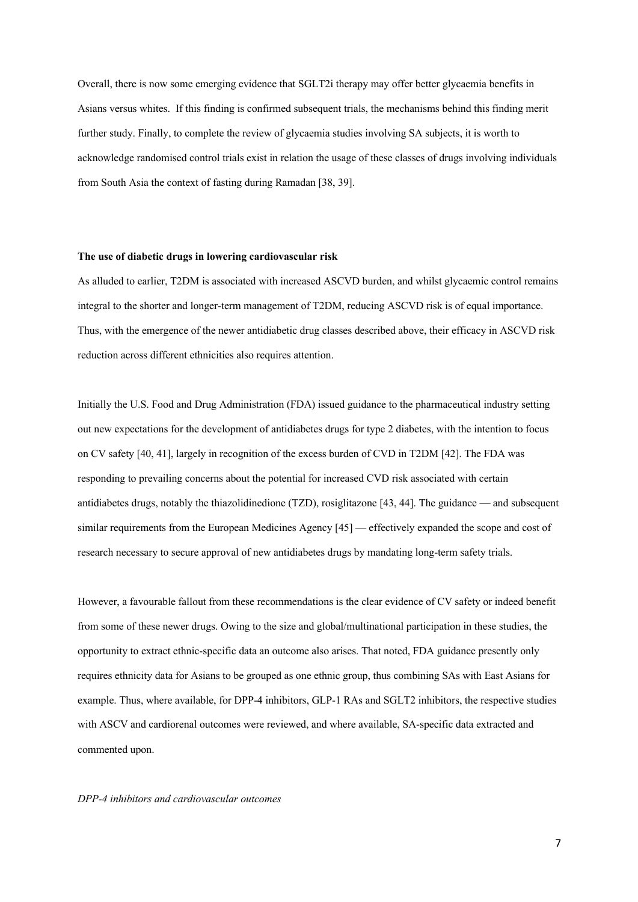Overall, there is now some emerging evidence that SGLT2i therapy may offer better glycaemia benefits in Asians versus whites. If this finding is confirmed subsequent trials, the mechanisms behind this finding merit further study. Finally, to complete the review of glycaemia studies involving SA subjects, it is worth to acknowledge randomised control trials exist in relation the usage of these classes of drugs involving individuals from South Asia the context of fasting during Ramadan [38, 39].

**The use of diabetic drugs in lowering cardiovascular risk**

As alluded to earlier, T2DM is associated with increased ASCVD burden, and whilst glycaemic control remains integral to the shorter and longer-term management of T2DM, reducing ASCVD risk is of equal importance. Thus, with the emergence of the newer antidiabetic drug classes described above, their efficacy in ASCVD risk reduction across different ethnicities also requires attention.

Initially the U.S. Food and Drug Administration (FDA) issued guidance to the pharmaceutical industry setting out new expectations for the development of antidiabetes drugs for type 2 diabetes, with the intention to focus on CV safety [40, 41], largely in recognition of the excess burden of CVD in T2DM [42]. The FDA was responding to prevailing concerns about the potential for increased CVD risk associated with certain antidiabetes drugs, notably the thiazolidinedione (TZD), rosiglitazone [43, 44]. The guidance — and subsequent similar requirements from the European Medicines Agency [45] — effectively expanded the scope and cost of research necessary to secure approval of new antidiabetes drugs by mandating long-term safety trials.

However, a favourable fallout from these recommendations is the clear evidence of CV safety or indeed benefit from some of these newer drugs. Owing to the size and global/multinational participation in these studies, the opportunity to extract ethnic-specific data an outcome also arises. That noted, FDA guidance presently only requires ethnicity data for Asians to be grouped as one ethnic group, thus combining SAs with East Asians for example. Thus, where available, for DPP-4 inhibitors, GLP-1 RAs and SGLT2 inhibitors, the respective studies with ASCV and cardiorenal outcomes were reviewed, and where available, SA-specific data extracted and commented upon.

*DPP-4 inhibitors and cardiovascular outcomes*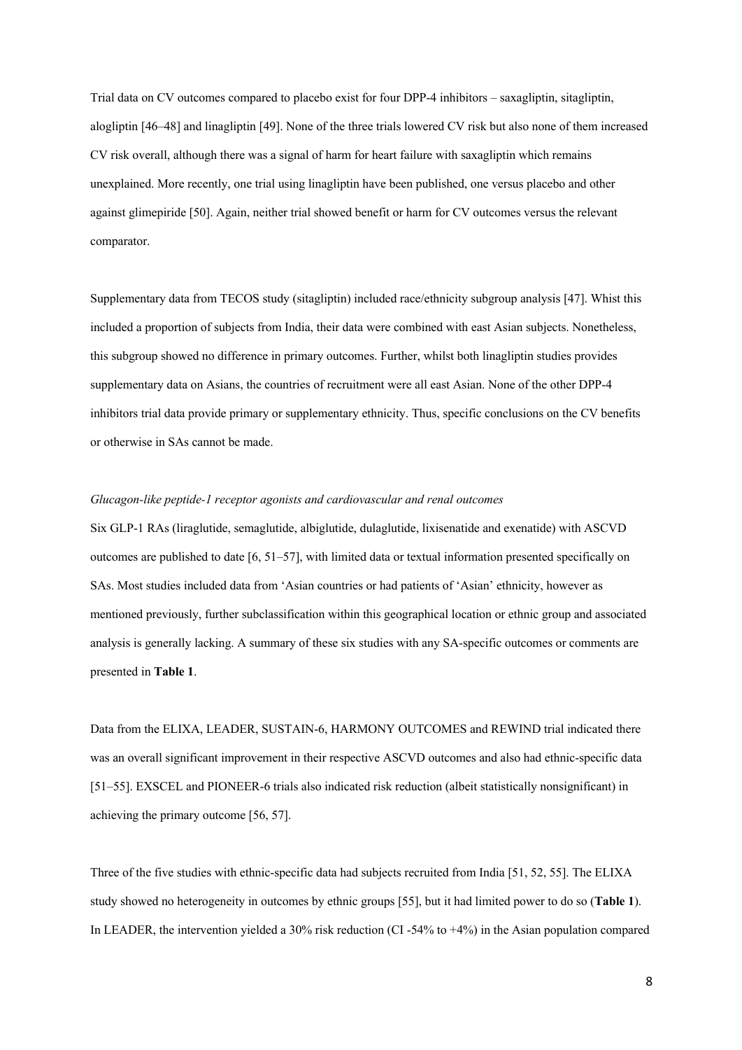Trial data on CV outcomes compared to placebo exist for four DPP-4 inhibitors – saxagliptin, sitagliptin, alogliptin [46–48] and linagliptin [49]. None of the three trials lowered CV risk but also none of them increased CV risk overall, although there was a signal of harm for heart failure with saxagliptin which remains unexplained. More recently, one trial using linagliptin have been published, one versus placebo and other against glimepiride [50]. Again, neither trial showed benefit or harm for CV outcomes versus the relevant comparator.

Supplementary data from TECOS study (sitagliptin) included race/ethnicity subgroup analysis [47]. Whist this included a proportion of subjects from India, their data were combined with east Asian subjects. Nonetheless, this subgroup showed no difference in primary outcomes. Further, whilst both linagliptin studies provides supplementary data on Asians, the countries of recruitment were all east Asian. None of the other DPP-4 inhibitors trial data provide primary or supplementary ethnicity. Thus, specific conclusions on the CV benefits or otherwise in SAs cannot be made.

*Glucagon-like peptide-1 receptor agonists and cardiovascular and renal outcomes*

Six GLP-1 RAs (liraglutide, semaglutide, albiglutide, dulaglutide, lixisenatide and exenatide) with ASCVD outcomes are published to date [6, 51–57], with limited data or textual information presented specifically on SAs. Most studies included data from 'Asian countries or had patients of 'Asian' ethnicity, however as mentioned previously, further subclassification within this geographical location or ethnic group and associated analysis is generally lacking. A summary of these six studies with any SA-specific outcomes or comments are presented in **Table 1**.

Data from the ELIXA, LEADER, SUSTAIN-6, HARMONY OUTCOMES and REWIND trial indicated there was an overall significant improvement in their respective ASCVD outcomes and also had ethnic-specific data [51–55]. EXSCEL and PIONEER-6 trials also indicated risk reduction (albeit statistically nonsignificant) in achieving the primary outcome [56, 57].

Three of the five studies with ethnic-specific data had subjects recruited from India [51, 52, 55]. The ELIXA study showed no heterogeneity in outcomes by ethnic groups [55], but it had limited power to do so (**Table 1**). In LEADER, the intervention yielded a 30% risk reduction (CI -54% to +4%) in the Asian population compared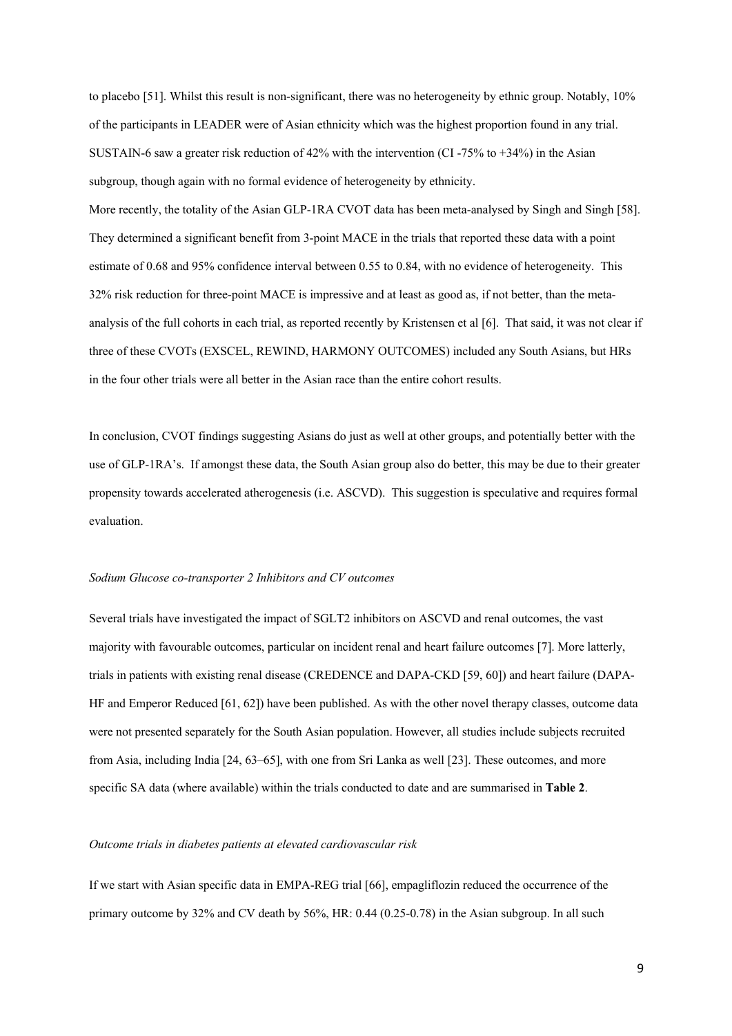to placebo [51]. Whilst this result is non-significant, there was no heterogeneity by ethnic group. Notably, 10% of the participants in LEADER were of Asian ethnicity which was the highest proportion found in any trial. SUSTAIN-6 saw a greater risk reduction of 42% with the intervention (CI -75% to +34%) in the Asian subgroup, though again with no formal evidence of heterogeneity by ethnicity.

More recently, the totality of the Asian GLP-1RA CVOT data has been meta-analysed by Singh and Singh [58]. They determined a significant benefit from 3-point MACE in the trials that reported these data with a point estimate of 0.68 and 95% confidence interval between 0.55 to 0.84, with no evidence of heterogeneity. This 32% risk reduction for three-point MACE is impressive and at least as good as, if not better, than the meta-analysis of the full cohorts in each trial, as reported recently by Kristensen et al [6]. That said, it was not clear if three of these CVOTs (EXSCEL, REWIND, HARMONY OUTCOMES) included any South Asians, but HRs in the four other trials were all better in the Asian race than the entire cohort results.

In conclusion, CVOT findings suggesting Asians do just as well at other groups, and potentially better with the use of GLP-1RA's. If amongst these data, the South Asian group also do better, this may be due to their greater propensity towards accelerated atherogenesis (i.e. ASCVD). This suggestion is speculative and requires formal evaluation.

*Sodium Glucose co-transporter 2 Inhibitors and CV outcomes*

Several trials have investigated the impact of SGLT2 inhibitors on ASCVD and renal outcomes, the vast majority with favourable outcomes, particular on incident renal and heart failure outcomes [7]. More latterly, trials in patients with existing renal disease (CREDENCE and DAPA-CKD [59, 60]) and heart failure (DAPA-HF and Emperor Reduced [61, 62]) have been published. As with the other novel therapy classes, outcome data were not presented separately for the South Asian population. However, all studies include subjects recruited from Asia, including India [24, 63–65], with one from Sri Lanka as well [23]. These outcomes, and more specific SA data (where available) within the trials conducted to date and are summarised in **Table 2**.

*Outcome trials in diabetes patients at elevated cardiovascular risk*

If we start with Asian specific data in EMPA-REG trial [66], empagliflozin reduced the occurrence of the primary outcome by 32% and CV death by 56%, HR: 0.44 (0.25-0.78) in the Asian subgroup. In all such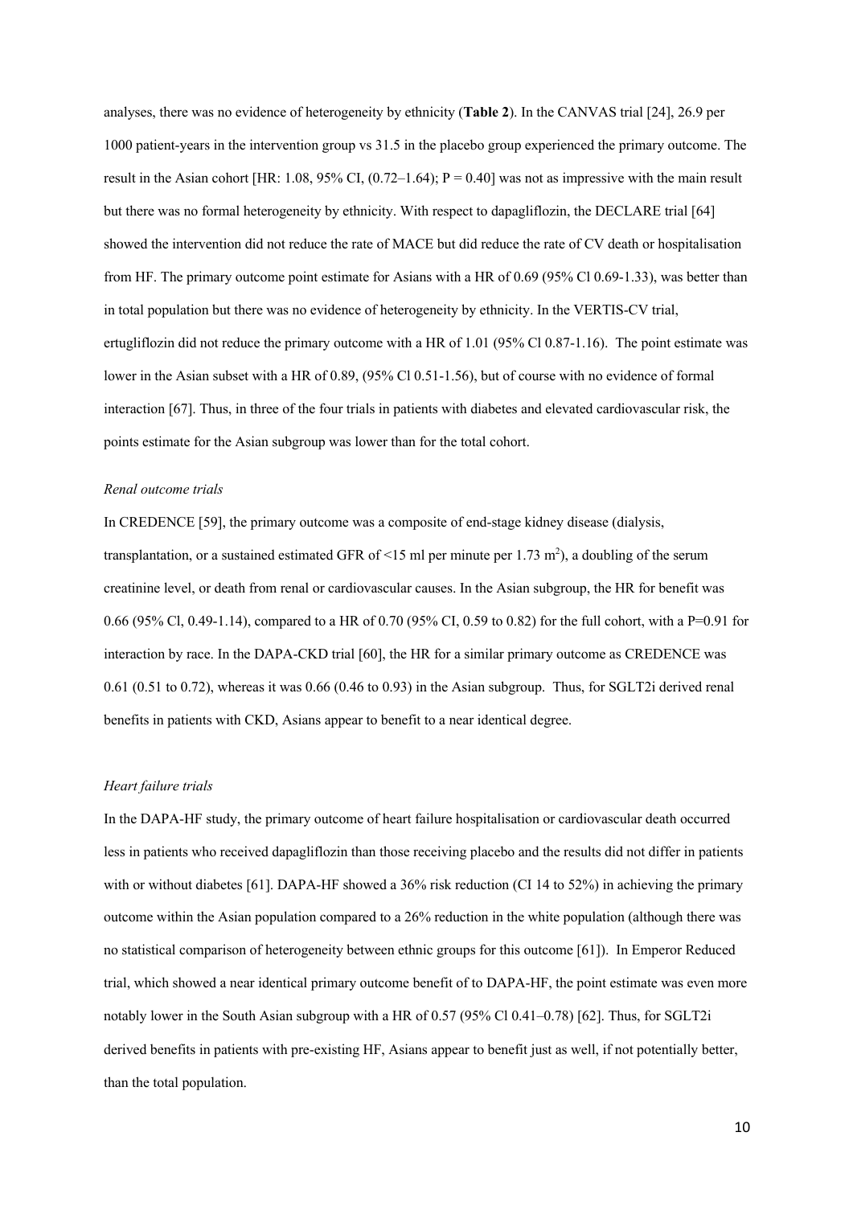analyses, there was no evidence of heterogeneity by ethnicity (**Table 2**). In the CANVAS trial [24], 26.9 per 1000 patient-years in the intervention group vs 31.5 in the placebo group experienced the primary outcome. The result in the Asian cohort [HR: 1.08, 95% CI, (0.72–1.64); P = 0.40] was not as impressive with the main result but there was no formal heterogeneity by ethnicity. With respect to dapagliflozin, the DECLARE trial [64] showed the intervention did not reduce the rate of MACE but did reduce the rate of CV death or hospitalisation from HF. The primary outcome point estimate for Asians with a HR of 0.69 (95% Cl 0.69-1.33), was better than in total population but there was no evidence of heterogeneity by ethnicity. In the VERTIS-CV trial, ertugliflozin did not reduce the primary outcome with a HR of 1.01 (95% Cl 0.87-1.16). The point estimate was lower in the Asian subset with a HR of 0.89, (95% Cl 0.51-1.56), but of course with no evidence of formal interaction [67]. Thus, in three of the four trials in patients with diabetes and elevated cardiovascular risk, the points estimate for the Asian subgroup was lower than for the total cohort.

*Renal outcome trials*

In CREDENCE [59], the primary outcome was a composite of end-stage kidney disease (dialysis, transplantation, or a sustained estimated GFR of <15 ml per minute per 1.73 $m^2$), a doubling of the serum creatinine level, or death from renal or cardiovascular causes. In the Asian subgroup, the HR for benefit was 0.66 (95% Cl, 0.49-1.14), compared to a HR of 0.70 (95% CI, 0.59 to 0.82) for the full cohort, with a P=0.91 for interaction by race. In the DAPA-CKD trial [60], the HR for a similar primary outcome as CREDENCE was 0.61 (0.51 to 0.72), whereas it was 0.66 (0.46 to 0.93) in the Asian subgroup. Thus, for SGLT2i derived renal benefits in patients with CKD, Asians appear to benefit to a near identical degree.

*Heart failure trials*

In the DAPA-HF study, the primary outcome of heart failure hospitalisation or cardiovascular death occurred less in patients who received dapagliflozin than those receiving placebo and the results did not differ in patients with or without diabetes [61]. DAPA-HF showed a 36% risk reduction (CI 14 to 52%) in achieving the primary outcome within the Asian population compared to a 26% reduction in the white population (although there was no statistical comparison of heterogeneity between ethnic groups for this outcome [61]). In Emperor Reduced trial, which showed a near identical primary outcome benefit of to DAPA-HF, the point estimate was even more notably lower in the South Asian subgroup with a HR of 0.57 (95% Cl 0.41–0.78) [62]. Thus, for SGLT2i derived benefits in patients with pre-existing HF, Asians appear to benefit just as well, if not potentially better, than the total population.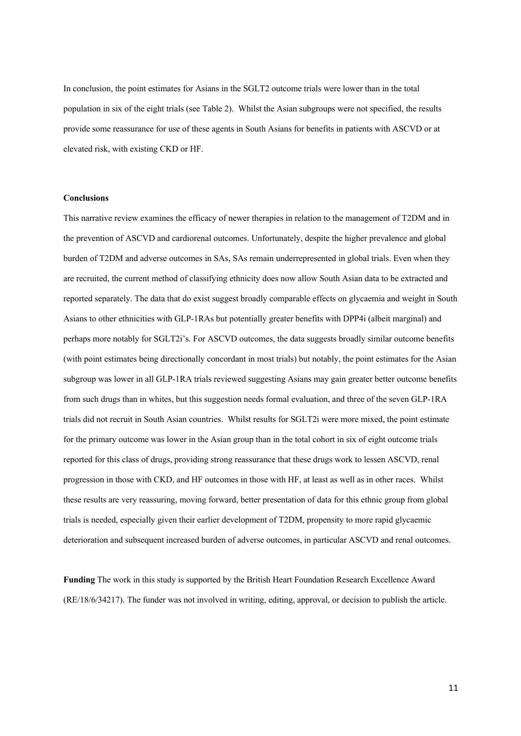In conclusion, the point estimates for Asians in the SGLT2 outcome trials were lower than in the total population in six of the eight trials (see Table 2). Whilst the Asian subgroups were not specified, the results provide some reassurance for use of these agents in South Asians for benefits in patients with ASCVD or at elevated risk, with existing CKD or HF.

**Conclusions**

This narrative review examines the efficacy of newer therapies in relation to the management of T2DM and in the prevention of ASCVD and cardiorenal outcomes. Unfortunately, despite the higher prevalence and global burden of T2DM and adverse outcomes in SAs, SAs remain underrepresented in global trials. Even when they are recruited, the current method of classifying ethnicity does now allow South Asian data to be extracted and reported separately. The data that do exist suggest broadly comparable effects on glycaemia and weight in South Asians to other ethnicities with GLP-1RAs but potentially greater benefits with DPP4i (albeit marginal) and perhaps more notably for SGLT2i's. For ASCVD outcomes, the data suggests broadly similar outcome benefits (with point estimates being directionally concordant in most trials) but notably, the point estimates for the Asian subgroup was lower in all GLP-1RA trials reviewed suggesting Asians may gain greater better outcome benefits from such drugs than in whites, but this suggestion needs formal evaluation, and three of the seven GLP-1RA trials did not recruit in South Asian countries. Whilst results for SGLT2i were more mixed, the point estimate for the primary outcome was lower in the Asian group than in the total cohort in six of eight outcome trials reported for this class of drugs, providing strong reassurance that these drugs work to lessen ASCVD, renal progression in those with CKD, and HF outcomes in those with HF, at least as well as in other races. Whilst these results are very reassuring, moving forward, better presentation of data for this ethnic group from global trials is needed, especially given their earlier development of T2DM, propensity to more rapid glycaemic deterioration and subsequent increased burden of adverse outcomes, in particular ASCVD and renal outcomes.

**Funding** The work in this study is supported by the British Heart Foundation Research Excellence Award (RE/18/6/34217). The funder was not involved in writing, editing, approval, or decision to publish the article.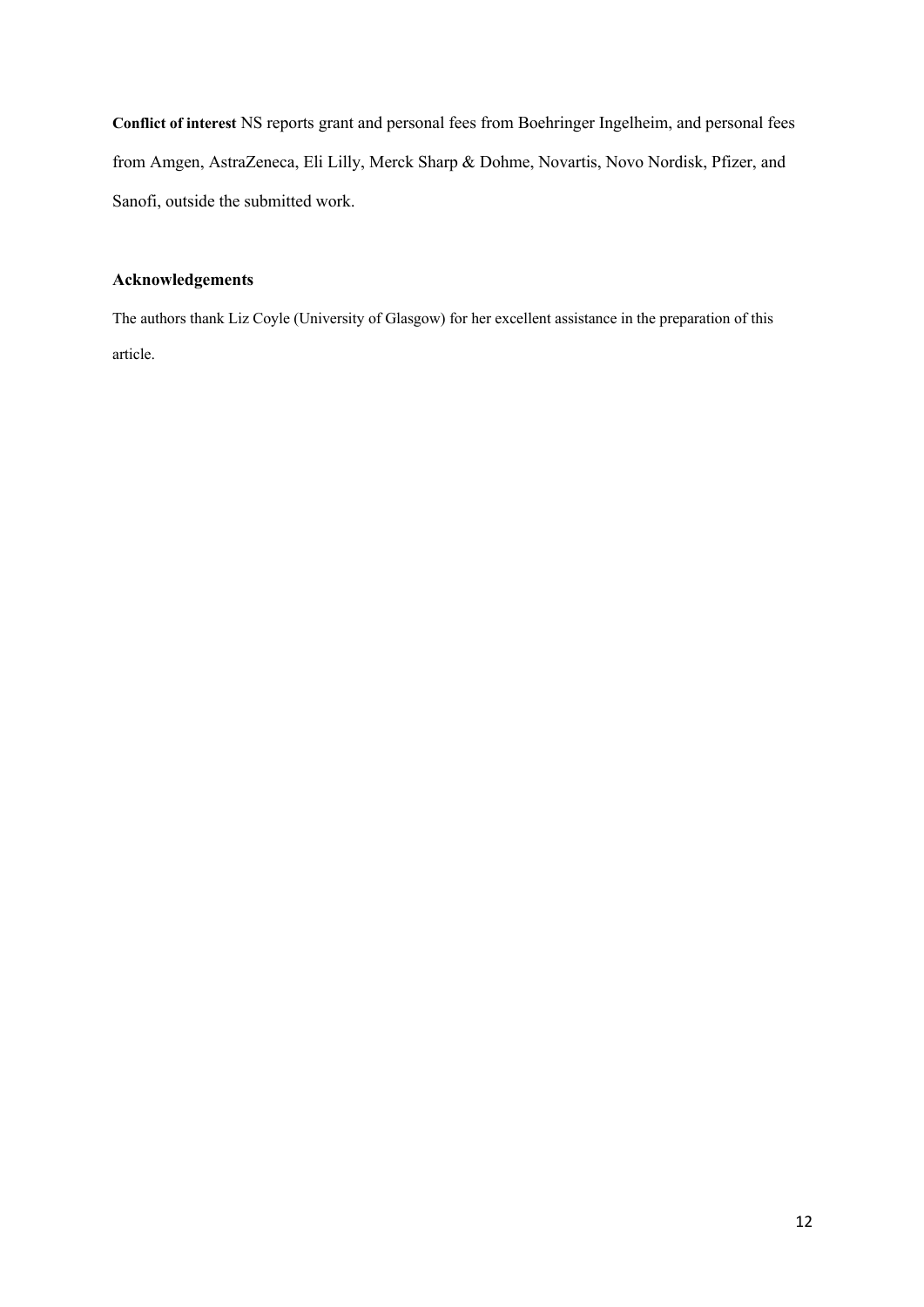**Conflict of interest** NS reports grant and personal fees from Boehringer Ingelheim, and personal fees from Amgen, AstraZeneca, Eli Lilly, Merck Sharp & Dohme, Novartis, Novo Nordisk, Pfizer, and Sanofi, outside the submitted work.

## Acknowledgements

The authors thank Liz Coyle (University of Glasgow) for her excellent assistance in the preparation of this article.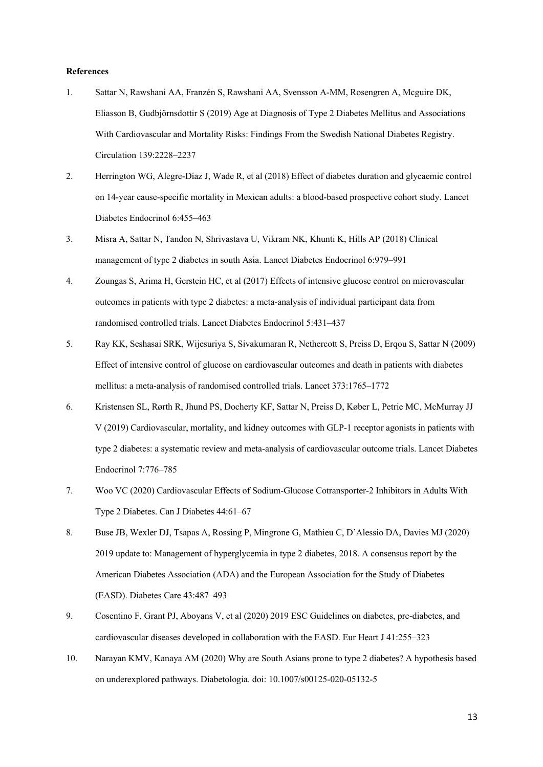**References**

1. Sattar N, Rawshani AA, Franzén S, Rawshani AA, Svensson A-MM, Rosengren A, Mcguire DK, Eliasson B, Gudbjörnsdottir S (2019) Age at Diagnosis of Type 2 Diabetes Mellitus and Associations With Cardiovascular and Mortality Risks: Findings From the Swedish National Diabetes Registry. Circulation 139:2228–2237
2. Herrington WG, Alegre-Díaz J, Wade R, et al (2018) Effect of diabetes duration and glycaemic control on 14-year cause-specific mortality in Mexican adults: a blood-based prospective cohort study. Lancet Diabetes Endocrinol 6:455–463
3. Misra A, Sattar N, Tandon N, Shrivastava U, Vikram NK, Khunti K, Hills AP (2018) Clinical management of type 2 diabetes in south Asia. Lancet Diabetes Endocrinol 6:979–991
4. Zoungas S, Arima H, Gerstein HC, et al (2017) Effects of intensive glucose control on microvascular outcomes in patients with type 2 diabetes: a meta-analysis of individual participant data from randomised controlled trials. Lancet Diabetes Endocrinol 5:431–437
5. Ray KK, Seshasai SRK, Wijesuriya S, Sivakumaran R, Nethercott S, Preiss D, Erqou S, Sattar N (2009) Effect of intensive control of glucose on cardiovascular outcomes and death in patients with diabetes mellitus: a meta-analysis of randomised controlled trials. Lancet 373:1765–1772
6. Kristensen SL, Rørth R, Jhund PS, Docherty KF, Sattar N, Preiss D, Køber L, Petrie MC, McMurray JJ V (2019) Cardiovascular, mortality, and kidney outcomes with GLP-1 receptor agonists in patients with type 2 diabetes: a systematic review and meta-analysis of cardiovascular outcome trials. Lancet Diabetes Endocrinol 7:776–785
7. Woo VC (2020) Cardiovascular Effects of Sodium-Glucose Cotransporter-2 Inhibitors in Adults With Type 2 Diabetes. Can J Diabetes 44:61–67
8. Buse JB, Wexler DJ, Tsapas A, Rossing P, Mingrone G, Mathieu C, D'Alessio DA, Davies MJ (2020) 2019 update to: Management of hyperglycemia in type 2 diabetes, 2018. A consensus report by the American Diabetes Association (ADA) and the European Association for the Study of Diabetes (EASD). Diabetes Care 43:487–493
9. Cosentino F, Grant PJ, Aboyans V, et al (2020) 2019 ESC Guidelines on diabetes, pre-diabetes, and cardiovascular diseases developed in collaboration with the EASD. Eur Heart J 41:255–323
10. Narayan KMV, Kanaya AM (2020) Why are South Asians prone to type 2 diabetes? A hypothesis based on underexplored pathways. Diabetologia. doi: 10.1007/s00125-020-05132-5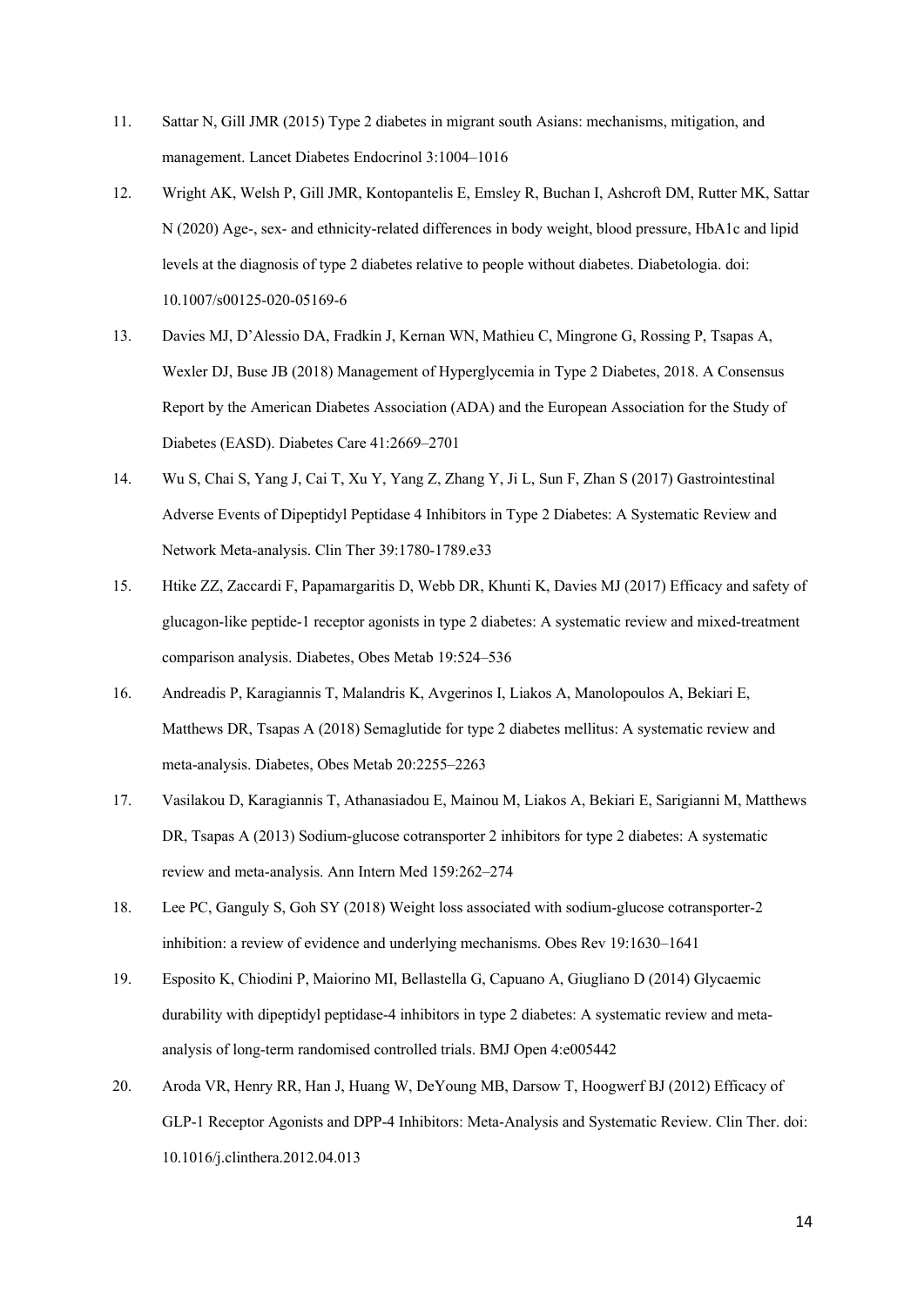11. Sattar N, Gill JMR (2015) Type 2 diabetes in migrant south Asians: mechanisms, mitigation, and management. Lancet Diabetes Endocrinol 3:1004–1016

12. Wright AK, Welsh P, Gill JMR, Kontopantelis E, Emsley R, Buchan I, Ashcroft DM, Rutter MK, Sattar N (2020) Age-, sex- and ethnicity-related differences in body weight, blood pressure, HbA1c and lipid levels at the diagnosis of type 2 diabetes relative to people without diabetes. Diabetologia. doi: 10.1007/s00125-020-05169-6

13. Davies MJ, D'Alessio DA, Fradkin J, Kernan WN, Mathieu C, Mingrone G, Rossing P, Tsapas A, Wexler DJ, Buse JB (2018) Management of Hyperglycemia in Type 2 Diabetes, 2018. A Consensus Report by the American Diabetes Association (ADA) and the European Association for the Study of Diabetes (EASD). Diabetes Care 41:2669–2701

14. Wu S, Chai S, Yang J, Cai T, Xu Y, Yang Z, Zhang Y, Ji L, Sun F, Zhan S (2017) Gastrointestinal Adverse Events of Dipeptidyl Peptidase 4 Inhibitors in Type 2 Diabetes: A Systematic Review and Network Meta-analysis. Clin Ther 39:1780-1789.e33

15. Htike ZZ, Zaccardi F, Papamargaritis D, Webb DR, Khunti K, Davies MJ (2017) Efficacy and safety of glucagon-like peptide-1 receptor agonists in type 2 diabetes: A systematic review and mixed-treatment comparison analysis. Diabetes, Obes Metab 19:524–536

16. Andreadis P, Karagiannis T, Malandris K, Avgerinos I, Liakos A, Manolopoulos A, Bekiari E, Matthews DR, Tsapas A (2018) Semaglutide for type 2 diabetes mellitus: A systematic review and meta-analysis. Diabetes, Obes Metab 20:2255–2263

17. Vasilakou D, Karagiannis T, Athanasiadou E, Mainou M, Liakos A, Bekiari E, Sarigianni M, Matthews DR, Tsapas A (2013) Sodium-glucose cotransporter 2 inhibitors for type 2 diabetes: A systematic review and meta-analysis. Ann Intern Med 159:262–274

18. Lee PC, Ganguly S, Goh SY (2018) Weight loss associated with sodium-glucose cotransporter-2 inhibition: a review of evidence and underlying mechanisms. Obes Rev 19:1630–1641

19. Esposito K, Chiodini P, Maiorino MI, Bellastella G, Capuano A, Giugliano D (2014) Glycaemic durability with dipeptidyl peptidase-4 inhibitors in type 2 diabetes: A systematic review and meta-analysis of long-term randomised controlled trials. BMJ Open 4:e005442

20. Aroda VR, Henry RR, Han J, Huang W, DeYoung MB, Darsow T, Hoogwerf BJ (2012) Efficacy of GLP-1 Receptor Agonists and DPP-4 Inhibitors: Meta-Analysis and Systematic Review. Clin Ther. doi: 10.1016/j.clinthera.2012.04.013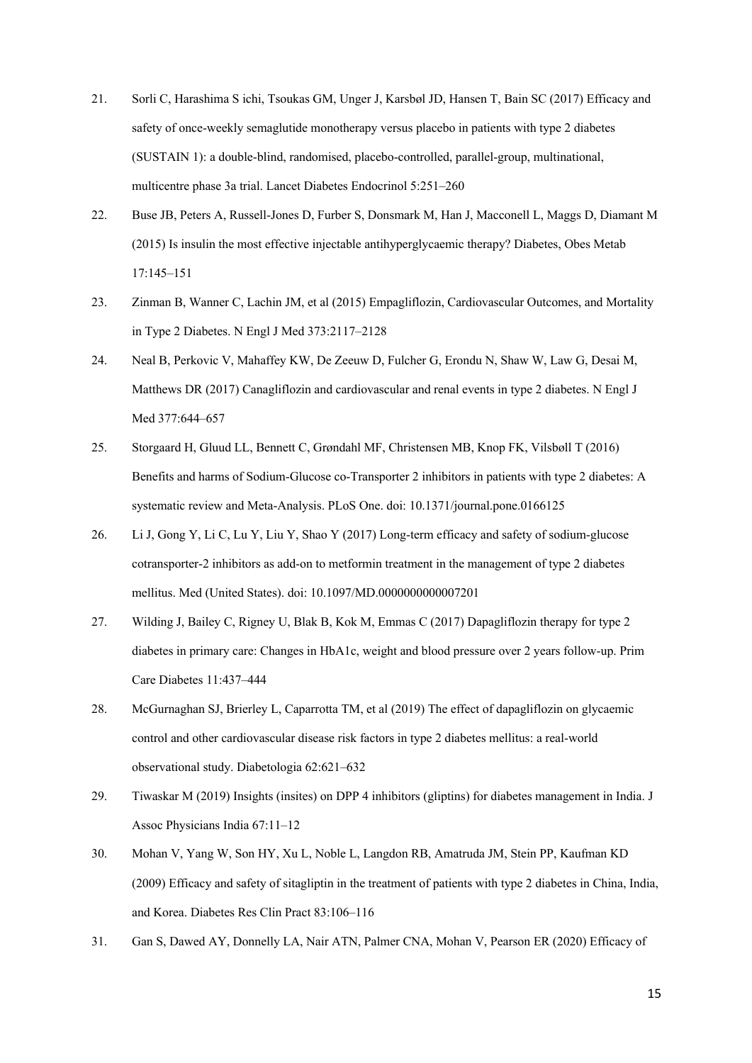21. Sorli C, Harashima S ichi, Tsoukas GM, Unger J, Karsbøl JD, Hansen T, Bain SC (2017) Efficacy and safety of once-weekly semaglutide monotherapy versus placebo in patients with type 2 diabetes (SUSTAIN 1): a double-blind, randomised, placebo-controlled, parallel-group, multinational, multicentre phase 3a trial. Lancet Diabetes Endocrinol 5:251–260

22. Buse JB, Peters A, Russell-Jones D, Furber S, Donsmark M, Han J, Macconell L, Maggs D, Diamant M (2015) Is insulin the most effective injectable antihyperglycaemic therapy? Diabetes, Obes Metab 17:145–151

23. Zinman B, Wanner C, Lachin JM, et al (2015) Empagliflozin, Cardiovascular Outcomes, and Mortality in Type 2 Diabetes. N Engl J Med 373:2117–2128

24. Neal B, Perkovic V, Mahaffey KW, De Zeeuw D, Fulcher G, Erondu N, Shaw W, Law G, Desai M, Matthews DR (2017) Canagliflozin and cardiovascular and renal events in type 2 diabetes. N Engl J Med 377:644–657

25. Storgaard H, Gluud LL, Bennett C, Grøndahl MF, Christensen MB, Knop FK, Vilsbøll T (2016) Benefits and harms of Sodium-Glucose co-Transporter 2 inhibitors in patients with type 2 diabetes: A systematic review and Meta-Analysis. PLoS One. doi: 10.1371/journal.pone.0166125

26. Li J, Gong Y, Li C, Lu Y, Liu Y, Shao Y (2017) Long-term efficacy and safety of sodium-glucose cotransporter-2 inhibitors as add-on to metformin treatment in the management of type 2 diabetes mellitus. Med (United States). doi: 10.1097/MD.0000000000007201

27. Wilding J, Bailey C, Rigney U, Blak B, Kok M, Emmas C (2017) Dapagliflozin therapy for type 2 diabetes in primary care: Changes in HbA1c, weight and blood pressure over 2 years follow-up. Prim Care Diabetes 11:437–444

28. McGurnaghan SJ, Brierley L, Caparrotta TM, et al (2019) The effect of dapagliflozin on glycaemic control and other cardiovascular disease risk factors in type 2 diabetes mellitus: a real-world observational study. Diabetologia 62:621–632

29. Tiwaskar M (2019) Insights (insites) on DPP 4 inhibitors (gliptins) for diabetes management in India. J Assoc Physicians India 67:11–12

30. Mohan V, Yang W, Son HY, Xu L, Noble L, Langdon RB, Amatruda JM, Stein PP, Kaufman KD (2009) Efficacy and safety of sitagliptin in the treatment of patients with type 2 diabetes in China, India, and Korea. Diabetes Res Clin Pract 83:106–116

31. Gan S, Dawed AY, Donnelly LA, Nair ATN, Palmer CNA, Mohan V, Pearson ER (2020) Efficacy of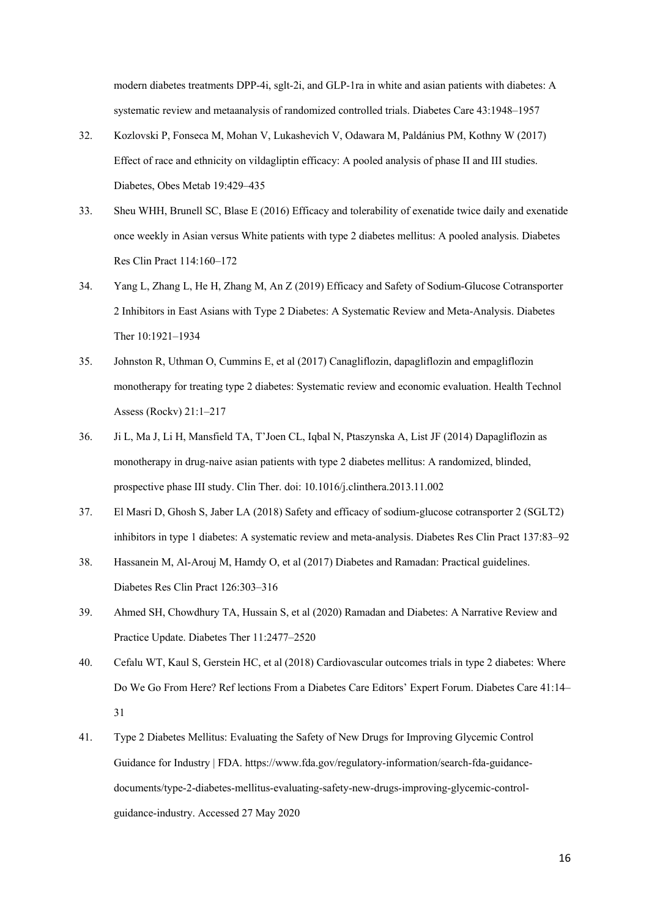modern diabetes treatments DPP-4i, sglt-2i, and GLP-1ra in white and asian patients with diabetes: A systematic review and metaanalysis of randomized controlled trials. Diabetes Care 43:1948–1957

32. Kozlovski P, Fonseca M, Mohan V, Lukashevich V, Odawara M, Paldánius PM, Kothny W (2017) Effect of race and ethnicity on vildagliptin efficacy: A pooled analysis of phase II and III studies. Diabetes, Obes Metab 19:429–435
33. Sheu WHH, Brunell SC, Blase E (2016) Efficacy and tolerability of exenatide twice daily and exenatide once weekly in Asian versus White patients with type 2 diabetes mellitus: A pooled analysis. Diabetes Res Clin Pract 114:160–172
34. Yang L, Zhang L, He H, Zhang M, An Z (2019) Efficacy and Safety of Sodium-Glucose Cotransporter 2 Inhibitors in East Asians with Type 2 Diabetes: A Systematic Review and Meta-Analysis. Diabetes Ther 10:1921–1934
35. Johnston R, Uthman O, Cummins E, et al (2017) Canagliflozin, dapagliflozin and empagliflozin monotherapy for treating type 2 diabetes: Systematic review and economic evaluation. Health Technol Assess (Rockv) 21:1–217
36. Ji L, Ma J, Li H, Mansfield TA, T'Joen CL, Iqbal N, Ptaszynska A, List JF (2014) Dapagliflozin as monotherapy in drug-naive asian patients with type 2 diabetes mellitus: A randomized, blinded, prospective phase III study. Clin Ther. doi: 10.1016/j.clinthera.2013.11.002
37. El Masri D, Ghosh S, Jaber LA (2018) Safety and efficacy of sodium-glucose cotransporter 2 (SGLT2) inhibitors in type 1 diabetes: A systematic review and meta-analysis. Diabetes Res Clin Pract 137:83–92
38. Hassanein M, Al-Arouj M, Hamdy O, et al (2017) Diabetes and Ramadan: Practical guidelines. Diabetes Res Clin Pract 126:303–316
39. Ahmed SH, Chowdhury TA, Hussain S, et al (2020) Ramadan and Diabetes: A Narrative Review and Practice Update. Diabetes Ther 11:2477–2520
40. Cefalu WT, Kaul S, Gerstein HC, et al (2018) Cardiovascular outcomes trials in type 2 diabetes: Where Do We Go From Here? Ref lections From a Diabetes Care Editors' Expert Forum. Diabetes Care 41:14–31
41. Type 2 Diabetes Mellitus: Evaluating the Safety of New Drugs for Improving Glycemic Control Guidance for Industry | FDA. https://www.fda.gov/regulatory-information/search-fda-guidance-documents/type-2-diabetes-mellitus-evaluating-safety-new-drugs-improving-glycemic-control-guidance-industry. Accessed 27 May 2020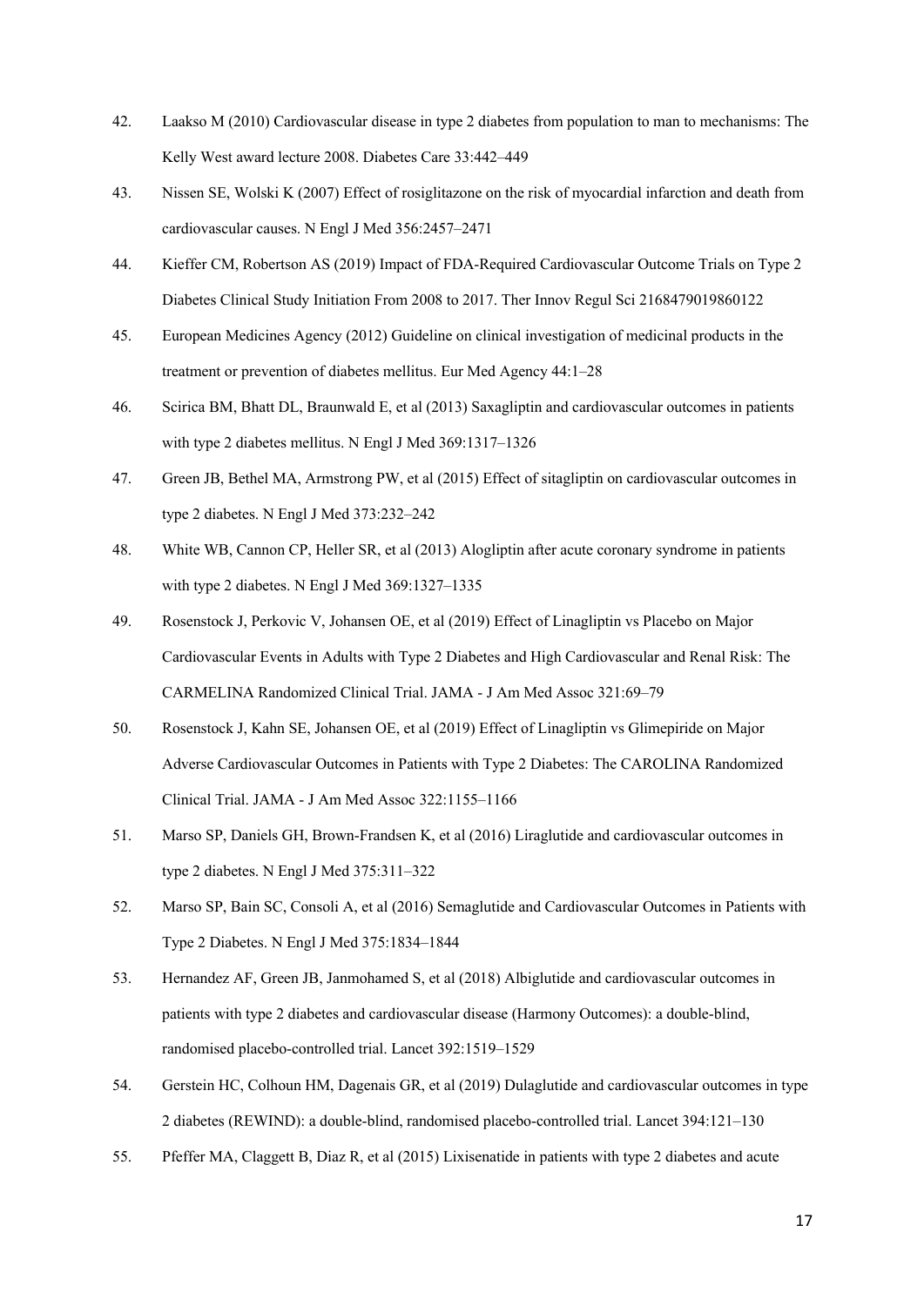42. Laakso M (2010) Cardiovascular disease in type 2 diabetes from population to man to mechanisms: The Kelly West award lecture 2008. Diabetes Care 33:442–449
43. Nissen SE, Wolski K (2007) Effect of rosiglitazone on the risk of myocardial infarction and death from cardiovascular causes. N Engl J Med 356:2457–2471
44. Kieffer CM, Robertson AS (2019) Impact of FDA-Required Cardiovascular Outcome Trials on Type 2 Diabetes Clinical Study Initiation From 2008 to 2017. Ther Innov Regul Sci 2168479019860122
45. European Medicines Agency (2012) Guideline on clinical investigation of medicinal products in the treatment or prevention of diabetes mellitus. Eur Med Agency 44:1–28
46. Scirica BM, Bhatt DL, Braunwald E, et al (2013) Saxagliptin and cardiovascular outcomes in patients with type 2 diabetes mellitus. N Engl J Med 369:1317–1326
47. Green JB, Bethel MA, Armstrong PW, et al (2015) Effect of sitagliptin on cardiovascular outcomes in type 2 diabetes. N Engl J Med 373:232–242
48. White WB, Cannon CP, Heller SR, et al (2013) Alogliptin after acute coronary syndrome in patients with type 2 diabetes. N Engl J Med 369:1327–1335
49. Rosenstock J, Perkovic V, Johansen OE, et al (2019) Effect of Linagliptin vs Placebo on Major Cardiovascular Events in Adults with Type 2 Diabetes and High Cardiovascular and Renal Risk: The CARMELINA Randomized Clinical Trial. JAMA - J Am Med Assoc 321:69–79
50. Rosenstock J, Kahn SE, Johansen OE, et al (2019) Effect of Linagliptin vs Glimepiride on Major Adverse Cardiovascular Outcomes in Patients with Type 2 Diabetes: The CAROLINA Randomized Clinical Trial. JAMA - J Am Med Assoc 322:1155–1166
51. Marso SP, Daniels GH, Brown-Frandsen K, et al (2016) Liraglutide and cardiovascular outcomes in type 2 diabetes. N Engl J Med 375:311–322
52. Marso SP, Bain SC, Consoli A, et al (2016) Semaglutide and Cardiovascular Outcomes in Patients with Type 2 Diabetes. N Engl J Med 375:1834–1844
53. Hernandez AF, Green JB, Janmohamed S, et al (2018) Albiglutide and cardiovascular outcomes in patients with type 2 diabetes and cardiovascular disease (Harmony Outcomes): a double-blind, randomised placebo-controlled trial. Lancet 392:1519–1529
54. Gerstein HC, Colhoun HM, Dagenais GR, et al (2019) Dulaglutide and cardiovascular outcomes in type 2 diabetes (REWIND): a double-blind, randomised placebo-controlled trial. Lancet 394:121–130
55. Pfeffer MA, Claggett B, Diaz R, et al (2015) Lixisenatide in patients with type 2 diabetes and acute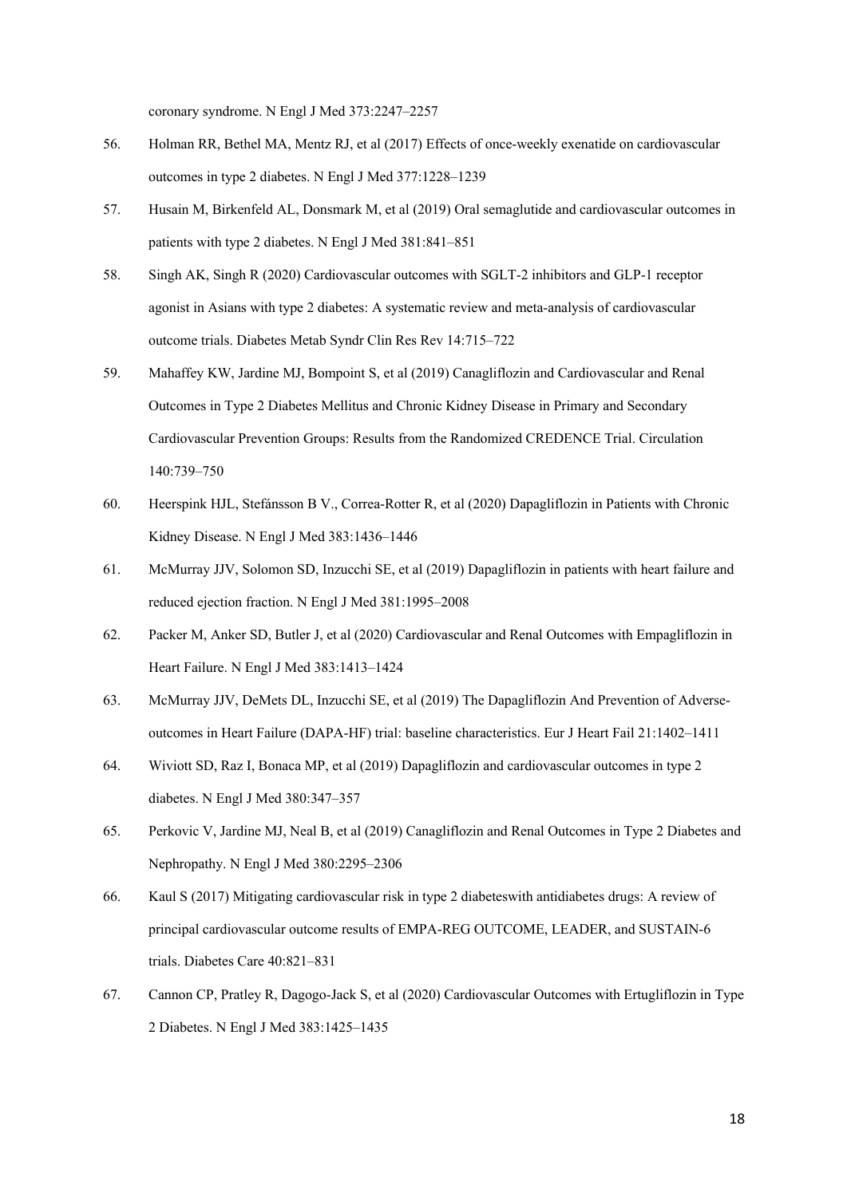coronary syndrome. N Engl J Med 373:2247–2257

56. Holman RR, Bethel MA, Mentz RJ, et al (2017) Effects of once-weekly exenatide on cardiovascular outcomes in type 2 diabetes. N Engl J Med 377:1228–1239

57. Husain M, Birkenfeld AL, Donsmark M, et al (2019) Oral semaglutide and cardiovascular outcomes in patients with type 2 diabetes. N Engl J Med 381:841–851

58. Singh AK, Singh R (2020) Cardiovascular outcomes with SGLT-2 inhibitors and GLP-1 receptor agonist in Asians with type 2 diabetes: A systematic review and meta-analysis of cardiovascular outcome trials. Diabetes Metab Syndr Clin Res Rev 14:715–722

59. Mahaffey KW, Jardine MJ, Bompoint S, et al (2019) Canagliflozin and Cardiovascular and Renal Outcomes in Type 2 Diabetes Mellitus and Chronic Kidney Disease in Primary and Secondary Cardiovascular Prevention Groups: Results from the Randomized CREDENCE Trial. Circulation 140:739–750

60. Heerspink HJL, Stefánsson B V., Correa-Rotter R, et al (2020) Dapagliflozin in Patients with Chronic Kidney Disease. N Engl J Med 383:1436–1446

61. McMurray JJV, Solomon SD, Inzucchi SE, et al (2019) Dapagliflozin in patients with heart failure and reduced ejection fraction. N Engl J Med 381:1995–2008

62. Packer M, Anker SD, Butler J, et al (2020) Cardiovascular and Renal Outcomes with Empagliflozin in Heart Failure. N Engl J Med 383:1413–1424

63. McMurray JJV, DeMets DL, Inzucchi SE, et al (2019) The Dapagliflozin And Prevention of Adverse-outcomes in Heart Failure (DAPA-HF) trial: baseline characteristics. Eur J Heart Fail 21:1402–1411

64. Wiviott SD, Raz I, Bonaca MP, et al (2019) Dapagliflozin and cardiovascular outcomes in type 2 diabetes. N Engl J Med 380:347–357

65. Perkovic V, Jardine MJ, Neal B, et al (2019) Canagliflozin and Renal Outcomes in Type 2 Diabetes and Nephropathy. N Engl J Med 380:2295–2306

66. Kaul S (2017) Mitigating cardiovascular risk in type 2 diabeteswith antidiabetes drugs: A review of principal cardiovascular outcome results of EMPA-REG OUTCOME, LEADER, and SUSTAIN-6 trials. Diabetes Care 40:821–831

67. Cannon CP, Pratley R, Dagogo-Jack S, et al (2020) Cardiovascular Outcomes with Ertugliflozin in Type 2 Diabetes. N Engl J Med 383:1425–1435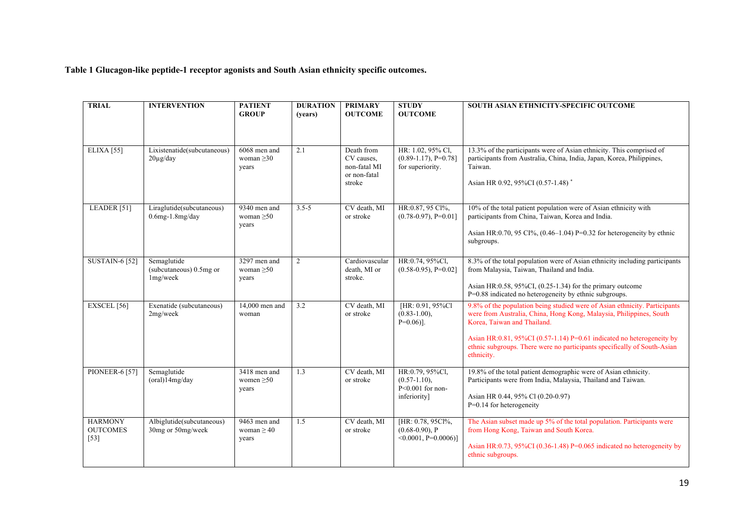**Table 1 Glucagon-like peptide-1 receptor agonists and South Asian ethnicity specific outcomes.**

| TRIAL | INTERVENTION | PATIENT GROUP | DURATION (years) | PRIMARY OUTCOME | STUDY OUTCOME | SOUTH ASIAN ETHNICITY-SPECIFIC OUTCOME |
|---|---|---|---|---|---|---|
| ELIXA [55] | Lixistenatide(subcutaneous) 20µg/day | 6068 men and woman ≥30 years | 2.1 | Death from CV causes, non-fatal MI or non-fatal stroke | HR: 1.02, 95% Cl, (0.89-1.17), P=0.78] for superiority. | 13.3% of the participants were of Asian ethnicity. This comprised of participants from Australia, China, India, Japan, Korea, Philippines, Taiwan.<br><br>Asian HR 0.92, 95%CI (0.57-1.48) * |
| LEADER [51] | Liraglutide(subcutaneous) 0.6mg-1.8mg/day | 9340 men and woman ≥50 years | 3.5-5 | CV death, MI or stroke | HR:0.87, 95 Cl%, (0.78-0.97), P=0.01] | 10% of the total patient population were of Asian ethnicity with participants from China, Taiwan, Korea and India.<br><br>Asian HR:0.70, 95 CI%, (0.46–1.04) P=0.32 for heterogeneity by ethnic subgroups. |
| SUSTAIN-6 [52] | Semaglutide (subcutaneous) 0.5mg or 1mg/week | 3297 men and woman ≥50 years | 2 | Cardiovascular death, MI or stroke. | HR:0.74, 95%Cl, (0.58-0.95), P=0.02] | 8.3% of the total population were of Asian ethnicity including participants from Malaysia, Taiwan, Thailand and India.<br><br>Asian HR:0.58, 95%CI, (0.25-1.34) for the primary outcome P=0.88 indicated no heterogeneity by ethnic subgroups. |
| EXSCEL [56] | Exenatide (subcutaneous) 2mg/week | 14,000 men and woman | 3.2 | CV death, MI or stroke | [HR: 0.91, 95%Cl (0.83-1.00), P=0.06)]. | 9.8% of the population being studied were of Asian ethnicity. Participants were from Australia, China, Hong Kong, Malaysia, Philippines, South Korea, Taiwan and Thailand.<br><br>Asian HR:0.81, 95%CI (0.57-1.14) P=0.61 indicated no heterogeneity by ethnic subgroups. There were no participants specifically of South-Asian ethnicity. |
| PIONEER-6 [57] | Semaglutide (oral)14mg/day | 3418 men and women ≥50 years | 1.3 | CV death, MI or stroke | HR:0.79, 95%Cl, (0.57-1.10), P<0.001 for non-inferiority] | 19.8% of the total patient demographic were of Asian ethnicity. Participants were from India, Malaysia, Thailand and Taiwan.<br><br>Asian HR 0.44, 95% Cl (0.20-0.97) P=0.14 for heterogeneity |
| HARMONY OUTCOMES [53] | Albiglutide(subcutaneous) 30mg or 50mg/week | 9463 men and woman ≥ 40 years | 1.5 | CV death, MI or stroke | [HR: 0.78, 95Cl%, (0.68-0.90), P <0.0001, P=0.0006)] | The Asian subset made up 5% of the total population. Participants were from Hong Kong, Taiwan and South Korea.<br><br>Asian HR:0.73, 95%CI (0.36-1.48) P=0.065 indicated no heterogeneity by ethnic subgroups. |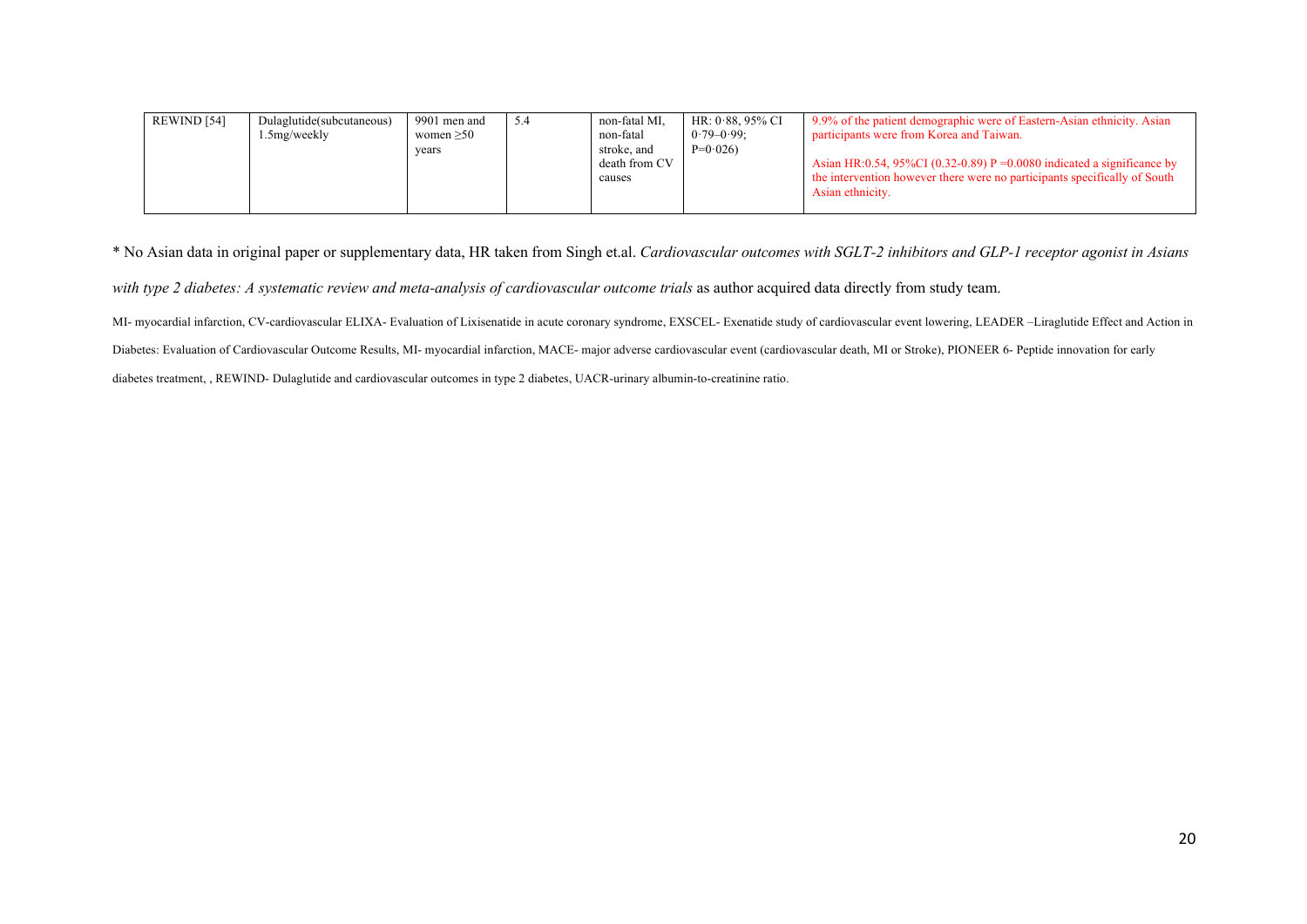| | | | | | | |
|---|---|---|---|---|---|---|
| REWIND [54] | Dulaglutide(subcutaneous) 1.5mg/weekly | 9901 men and women ≥50 years | 5.4 | non-fatal MI, non-fatal stroke, and death from CV causes | HR: 0·88, 95% CI 0·79–0·99; P=0·026) | 9.9% of the patient demographic were of Eastern-Asian ethnicity. Asian participants were from Korea and Taiwan.<br><br>Asian HR:0.54, 95%CI (0.32-0.89) P =0.0080 indicated a significance by the intervention however there were no participants specifically of South Asian ethnicity. |

* No Asian data in original paper or supplementary data, HR taken from Singh et.al. *Cardiovascular outcomes with SGLT-2 inhibitors and GLP-1 receptor agonist in Asians with type 2 diabetes: A systematic review and meta-analysis of cardiovascular outcome trials* as author acquired data directly from study team.

MI- myocardial infarction, CV-cardiovascular ELIXA- Evaluation of Lixisenatide in acute coronary syndrome, EXSCEL- Exenatide study of cardiovascular event lowering, LEADER –Liraglutide Effect and Action in Diabetes: Evaluation of Cardiovascular Outcome Results, MI- myocardial infarction, MACE- major adverse cardiovascular event (cardiovascular death, MI or Stroke), PIONEER 6- Peptide innovation for early diabetes treatment, , REWIND- Dulaglutide and cardiovascular outcomes in type 2 diabetes, UACR-urinary albumin-to-creatinine ratio.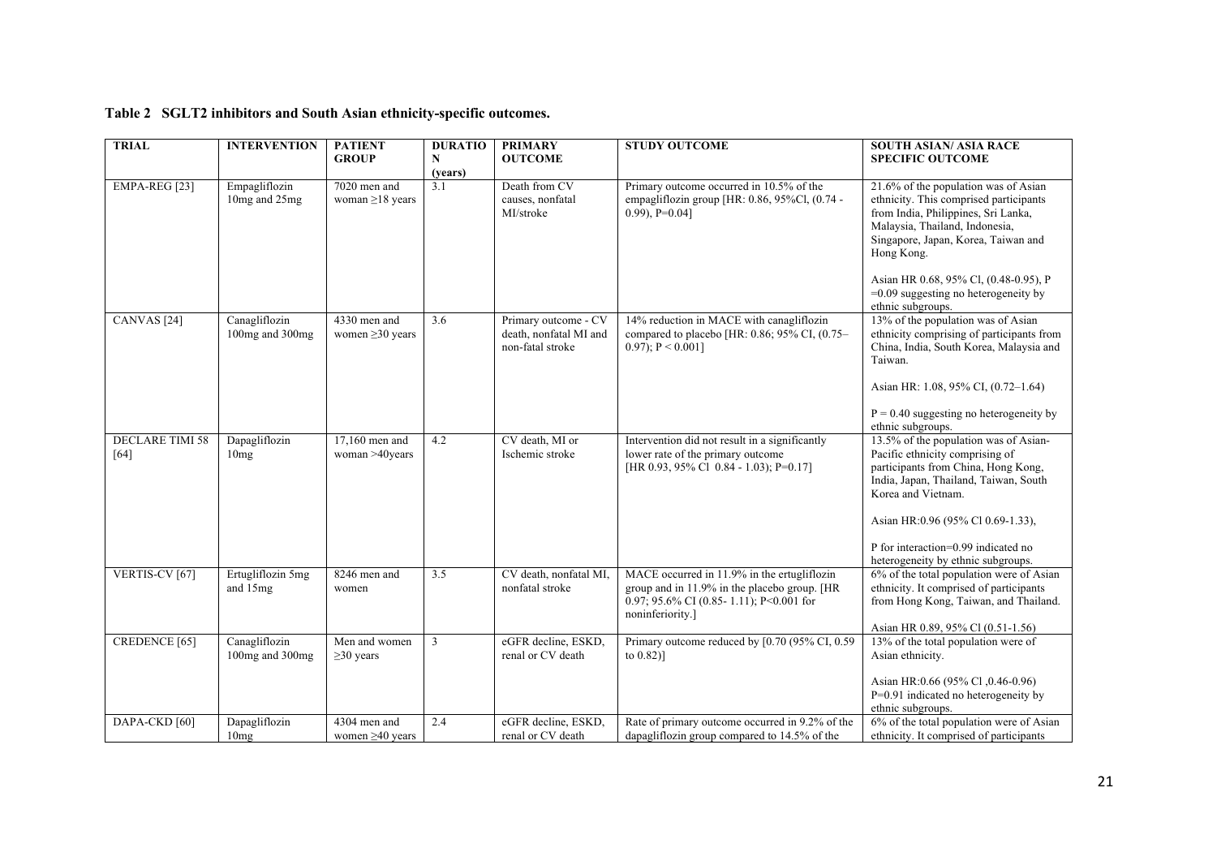**Table 2 SGLT2 inhibitors and South Asian ethnicity-specific outcomes.**

| TRIAL | INTERVENTION | PATIENT GROUP | DURATION (years) | PRIMARY OUTCOME | STUDY OUTCOME | SOUTH ASIAN/ ASIA RACE SPECIFIC OUTCOME |
|---|---|---|---|---|---|---|
| EMPA-REG [23] | Empagliflozin 10mg and 25mg | 7020 men and woman ≥18 years | 3.1 | Death from CV causes, nonfatal MI/stroke | Primary outcome occurred in 10.5% of the empagliflozin group [HR: 0.86, 95%Cl, (0.74 - 0.99), P=0.04] | 21.6% of the population was of Asian ethnicity. This comprised participants from India, Philippines, Sri Lanka, Malaysia, Thailand, Indonesia, Singapore, Japan, Korea, Taiwan and Hong Kong.<br><br>Asian HR 0.68, 95% Cl, (0.48-0.95), P =0.09 suggesting no heterogeneity by ethnic subgroups. |
| CANVAS [24] | Canagliflozin 100mg and 300mg | 4330 men and women ≥30 years | 3.6 | Primary outcome - CV death, nonfatal MI and non-fatal stroke | 14% reduction in MACE with canagliflozin compared to placebo [HR: 0.86; 95% CI, (0.75–0.97); P < 0.001] | 13% of the population was of Asian ethnicity comprising of participants from China, India, South Korea, Malaysia and Taiwan.<br><br>Asian HR: 1.08, 95% CI, (0.72–1.64)<br><br>P = 0.40 suggesting no heterogeneity by ethnic subgroups. |
| DECLARE TIMI 58 [64] | Dapagliflozin 10mg | 17,160 men and woman >40years | 4.2 | CV death, MI or Ischemic stroke | Intervention did not result in a significantly lower rate of the primary outcome [HR 0.93, 95% Cl 0.84 - 1.03); P=0.17] | 13.5% of the population was of Asian-Pacific ethnicity comprising of participants from China, Hong Kong, India, Japan, Thailand, Taiwan, South Korea and Vietnam.<br><br>Asian HR:0.96 (95% Cl 0.69-1.33),<br><br>P for interaction=0.99 indicated no heterogeneity by ethnic subgroups. |
| VERTIS-CV [67] | Ertugliflozin 5mg and 15mg | 8246 men and women | 3.5 | CV death, nonfatal MI, nonfatal stroke | MACE occurred in 11.9% in the ertugliflozin group and in 11.9% in the placebo group. [HR 0.97; 95.6% CI (0.85- 1.11); P<0.001 for noninferiority.] | 6% of the total population were of Asian ethnicity. It comprised of participants from Hong Kong, Taiwan, and Thailand.<br><br>Asian HR 0.89, 95% Cl (0.51-1.56) |
| CREDENCE [65] | Canagliflozin 100mg and 300mg | Men and women ≥30 years | 3 | eGFR decline, ESKD, renal or CV death | Primary outcome reduced by [0.70 (95% CI, 0.59 to 0.82)] | 13% of the total population were of Asian ethnicity.<br><br>Asian HR:0.66 (95% Cl ,0.46-0.96) P=0.91 indicated no heterogeneity by ethnic subgroups. |
| DAPA-CKD [60] | Dapagliflozin 10mg | 4304 men and women ≥40 years | 2.4 | eGFR decline, ESKD, renal or CV death | Rate of primary outcome occurred in 9.2% of the dapagliflozin group compared to 14.5% of the | 6% of the total population were of Asian ethnicity. It comprised of participants |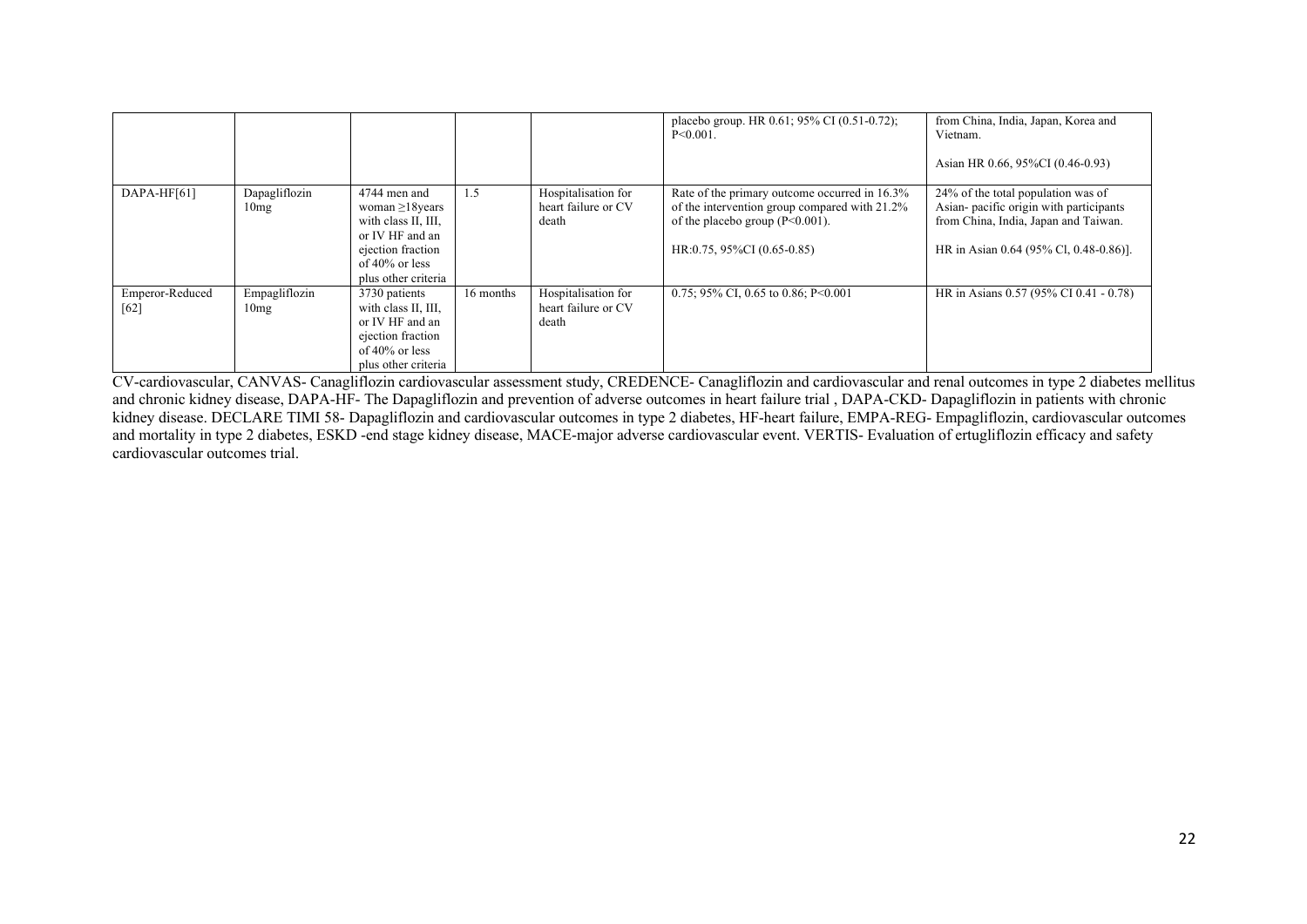| | | | | | | |
|---|---|---|---|---|---|---|
| | | | | | placebo group. HR 0.61; 95% CI (0.51-0.72); P<0.001. | from China, India, Japan, Korea and Vietnam.<br><br>Asian HR 0.66, 95%CI (0.46-0.93) |
| DAPA-HF[61] | Dapagliflozin 10mg | 4744 men and woman ≥18years with class II, III, or IV HF and an ejection fraction of 40% or less plus other criteria | 1.5 | Hospitalisation for heart failure or CV death | Rate of the primary outcome occurred in 16.3% of the intervention group compared with 21.2% of the placebo group (P<0.001).<br><br>HR:0.75, 95%CI (0.65-0.85) | 24% of the total population was of Asian- pacific origin with participants from China, India, Japan and Taiwan.<br><br>HR in Asian 0.64 (95% Cl, 0.48-0.86)]. |
| Emperor-Reduced [62] | Empagliflozin 10mg | 3730 patients with class II, III, or IV HF and an ejection fraction of 40% or less plus other criteria | 16 months | Hospitalisation for heart failure or CV death | 0.75; 95% CI, 0.65 to 0.86; P<0.001 | HR in Asians 0.57 (95% CI 0.41 - 0.78) |

CV-cardiovascular, CANVAS- Canagliflozin cardiovascular assessment study, CREDENCE- Canagliflozin and cardiovascular and renal outcomes in type 2 diabetes mellitus and chronic kidney disease, DAPA-HF- The Dapagliflozin and prevention of adverse outcomes in heart failure trial , DAPA-CKD- Dapagliflozin in patients with chronic kidney disease. DECLARE TIMI 58- Dapagliflozin and cardiovascular outcomes in type 2 diabetes, HF-heart failure, EMPA-REG- Empagliflozin, cardiovascular outcomes and mortality in type 2 diabetes, ESKD -end stage kidney disease, MACE-major adverse cardiovascular event. VERTIS- Evaluation of ertugliflozin efficacy and safety cardiovascular outcomes trial.